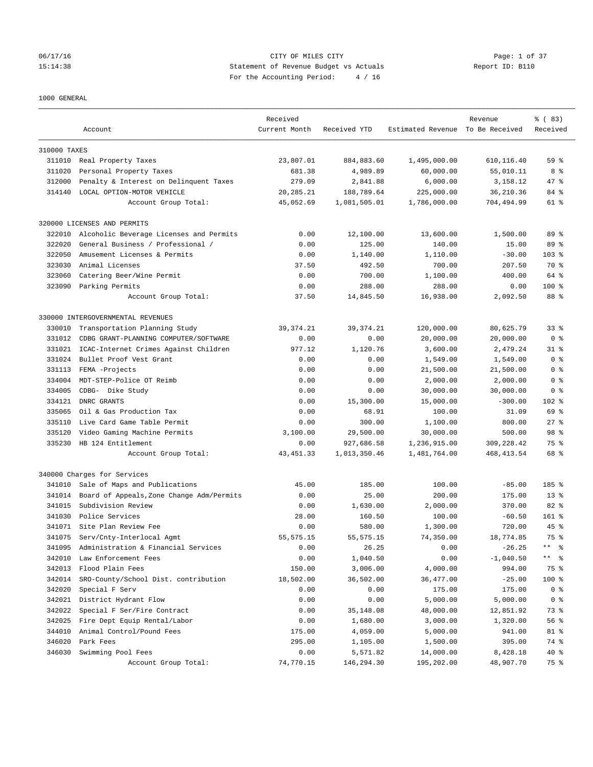06/17/16 CITY OF MILES CITY
15:14:38 Statement of Revenue Budget vs Actuals Report ID: B110
For the Accounting Period: 4 / 16

1000 GENERAL

| | Account | Received Current Month | Received YTD | Estimated Revenue | Revenue To Be Received | % ( 83) Received |
|---|---|---|---|---|---|---|
| 310000 TAXES | | | | | | |
| 311010 | Real Property Taxes | 23,807.01 | 884,883.60 | 1,495,000.00 | 610,116.40 | 59 % |
| 311020 | Personal Property Taxes | 681.38 | 4,989.89 | 60,000.00 | 55,010.11 | 8 % |
| 312000 | Penalty & Interest on Delinquent Taxes | 279.09 | 2,841.88 | 6,000.00 | 3,158.12 | 47 % |
| 314140 | LOCAL OPTION-MOTOR VEHICLE | 20,285.21 | 188,789.64 | 225,000.00 | 36,210.36 | 84 % |
| | Account Group Total: | 45,052.69 | 1,081,505.01 | 1,786,000.00 | 704,494.99 | 61 % |
| 320000 LICENSES AND PERMITS | | | | | | |
| 322010 | Alcoholic Beverage Licenses and Permits | 0.00 | 12,100.00 | 13,600.00 | 1,500.00 | 89 % |
| 322020 | General Business / Professional / | 0.00 | 125.00 | 140.00 | 15.00 | 89 % |
| 322050 | Amusement Licenses & Permits | 0.00 | 1,140.00 | 1,110.00 | -30.00 | 103 % |
| 323030 | Animal Licenses | 37.50 | 492.50 | 700.00 | 207.50 | 70 % |
| 323060 | Catering Beer/Wine Permit | 0.00 | 700.00 | 1,100.00 | 400.00 | 64 % |
| 323090 | Parking Permits | 0.00 | 288.00 | 288.00 | 0.00 | 100 % |
| | Account Group Total: | 37.50 | 14,845.50 | 16,938.00 | 2,092.50 | 88 % |
| 330000 INTERGOVERNMENTAL REVENUES | | | | | | |
| 330010 | Transportation Planning Study | 39,374.21 | 39,374.21 | 120,000.00 | 80,625.79 | 33 % |
| 331012 | CDBG GRANT-PLANNING COMPUTER/SOFTWARE | 0.00 | 0.00 | 20,000.00 | 20,000.00 | 0 % |
| 331021 | ICAC-Internet Crimes Against Children | 977.12 | 1,120.76 | 3,600.00 | 2,479.24 | 31 % |
| 331024 | Bullet Proof Vest Grant | 0.00 | 0.00 | 1,549.00 | 1,549.00 | 0 % |
| 331113 | FEMA -Projects | 0.00 | 0.00 | 21,500.00 | 21,500.00 | 0 % |
| 334004 | MDT-STEP-Police OT Reimb | 0.00 | 0.00 | 2,000.00 | 2,000.00 | 0 % |
| 334005 | CDBG- Dike Study | 0.00 | 0.00 | 30,000.00 | 30,000.00 | 0 % |
| 334121 | DNRC GRANTS | 0.00 | 15,300.00 | 15,000.00 | -300.00 | 102 % |
| 335065 | Oil & Gas Production Tax | 0.00 | 68.91 | 100.00 | 31.09 | 69 % |
| 335110 | Live Card Game Table Permit | 0.00 | 300.00 | 1,100.00 | 800.00 | 27 % |
| 335120 | Video Gaming Machine Permits | 3,100.00 | 29,500.00 | 30,000.00 | 500.00 | 98 % |
| 335230 | HB 124 Entitlement | 0.00 | 927,686.58 | 1,236,915.00 | 309,228.42 | 75 % |
| | Account Group Total: | 43,451.33 | 1,013,350.46 | 1,481,764.00 | 468,413.54 | 68 % |
| 340000 Charges for Services | | | | | | |
| 341010 | Sale of Maps and Publications | 45.00 | 185.00 | 100.00 | -85.00 | 185 % |
| 341014 | Board of Appeals,Zone Change Adm/Permits | 0.00 | 25.00 | 200.00 | 175.00 | 13 % |
| 341015 | Subdivision Review | 0.00 | 1,630.00 | 2,000.00 | 370.00 | 82 % |
| 341030 | Police Services | 28.00 | 160.50 | 100.00 | -60.50 | 161 % |
| 341071 | Site Plan Review Fee | 0.00 | 580.00 | 1,300.00 | 720.00 | 45 % |
| 341075 | Serv/Cnty-Interlocal Agmt | 55,575.15 | 55,575.15 | 74,350.00 | 18,774.85 | 75 % |
| 341095 | Administration & Financial Services | 0.00 | 26.25 | 0.00 | -26.25 | ** % |
| 342010 | Law Enforcement Fees | 0.00 | 1,040.50 | 0.00 | -1,040.50 | ** % |
| 342013 | Flood Plain Fees | 150.00 | 3,006.00 | 4,000.00 | 994.00 | 75 % |
| 342014 | SRO-County/School Dist. contribution | 18,502.00 | 36,502.00 | 36,477.00 | -25.00 | 100 % |
| 342020 | Special F Serv | 0.00 | 0.00 | 175.00 | 175.00 | 0 % |
| 342021 | District Hydrant Flow | 0.00 | 0.00 | 5,000.00 | 5,000.00 | 0 % |
| 342022 | Special F Ser/Fire Contract | 0.00 | 35,148.08 | 48,000.00 | 12,851.92 | 73 % |
| 342025 | Fire Dept Equip Rental/Labor | 0.00 | 1,680.00 | 3,000.00 | 1,320.00 | 56 % |
| 344010 | Animal Control/Pound Fees | 175.00 | 4,059.00 | 5,000.00 | 941.00 | 81 % |
| 346020 | Park Fees | 295.00 | 1,105.00 | 1,500.00 | 395.00 | 74 % |
| 346030 | Swimming Pool Fees | 0.00 | 5,571.82 | 14,000.00 | 8,428.18 | 40 % |
| | Account Group Total: | 74,770.15 | 146,294.30 | 195,202.00 | 48,907.70 | 75 % |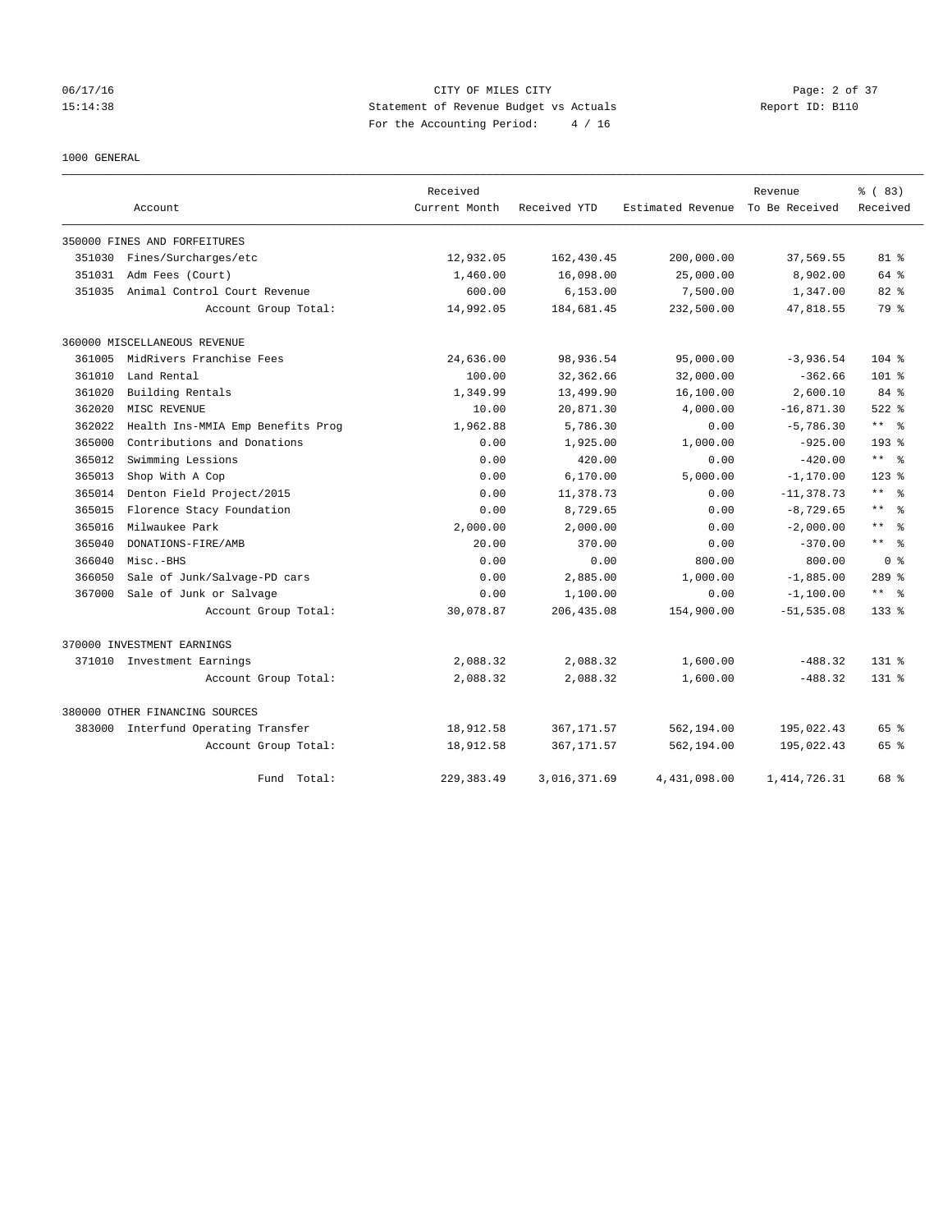CITY OF MILES CITY

Statement of Revenue Budget vs Actuals

For the Accounting Period: 4 / 16

1000 GENERAL

| Account | | Received Current Month | Received YTD | Estimated Revenue | Revenue To Be Received | % ( 83) Received |
|---|---|---|---|---|---|---|
| 350000 FINES AND FORFEITURES | | | | | | |
| 351030 | Fines/Surcharges/etc | 12,932.05 | 162,430.45 | 200,000.00 | 37,569.55 | 81 % |
| 351031 | Adm Fees (Court) | 1,460.00 | 16,098.00 | 25,000.00 | 8,902.00 | 64 % |
| 351035 | Animal Control Court Revenue | 600.00 | 6,153.00 | 7,500.00 | 1,347.00 | 82 % |
| | Account Group Total: | 14,992.05 | 184,681.45 | 232,500.00 | 47,818.55 | 79 % |
| 360000 MISCELLANEOUS REVENUE | | | | | | |
| 361005 | MidRivers Franchise Fees | 24,636.00 | 98,936.54 | 95,000.00 | -3,936.54 | 104 % |
| 361010 | Land Rental | 100.00 | 32,362.66 | 32,000.00 | -362.66 | 101 % |
| 361020 | Building Rentals | 1,349.99 | 13,499.90 | 16,100.00 | 2,600.10 | 84 % |
| 362020 | MISC REVENUE | 10.00 | 20,871.30 | 4,000.00 | -16,871.30 | 522 % |
| 362022 | Health Ins-MMIA Emp Benefits Prog | 1,962.88 | 5,786.30 | 0.00 | -5,786.30 | ** % |
| 365000 | Contributions and Donations | 0.00 | 1,925.00 | 1,000.00 | -925.00 | 193 % |
| 365012 | Swimming Lessions | 0.00 | 420.00 | 0.00 | -420.00 | ** % |
| 365013 | Shop With A Cop | 0.00 | 6,170.00 | 5,000.00 | -1,170.00 | 123 % |
| 365014 | Denton Field Project/2015 | 0.00 | 11,378.73 | 0.00 | -11,378.73 | ** % |
| 365015 | Florence Stacy Foundation | 0.00 | 8,729.65 | 0.00 | -8,729.65 | ** % |
| 365016 | Milwaukee Park | 2,000.00 | 2,000.00 | 0.00 | -2,000.00 | ** % |
| 365040 | DONATIONS-FIRE/AMB | 20.00 | 370.00 | 0.00 | -370.00 | ** % |
| 366040 | Misc.-BHS | 0.00 | 0.00 | 800.00 | 800.00 | 0 % |
| 366050 | Sale of Junk/Salvage-PD cars | 0.00 | 2,885.00 | 1,000.00 | -1,885.00 | 289 % |
| 367000 | Sale of Junk or Salvage | 0.00 | 1,100.00 | 0.00 | -1,100.00 | ** % |
| | Account Group Total: | 30,078.87 | 206,435.08 | 154,900.00 | -51,535.08 | 133 % |
| 370000 INVESTMENT EARNINGS | | | | | | |
| 371010 | Investment Earnings | 2,088.32 | 2,088.32 | 1,600.00 | -488.32 | 131 % |
| | Account Group Total: | 2,088.32 | 2,088.32 | 1,600.00 | -488.32 | 131 % |
| 380000 OTHER FINANCING SOURCES | | | | | | |
| 383000 | Interfund Operating Transfer | 18,912.58 | 367,171.57 | 562,194.00 | 195,022.43 | 65 % |
| | Account Group Total: | 18,912.58 | 367,171.57 | 562,194.00 | 195,022.43 | 65 % |
| | Fund Total: | 229,383.49 | 3,016,371.69 | 4,431,098.00 | 1,414,726.31 | 68 % |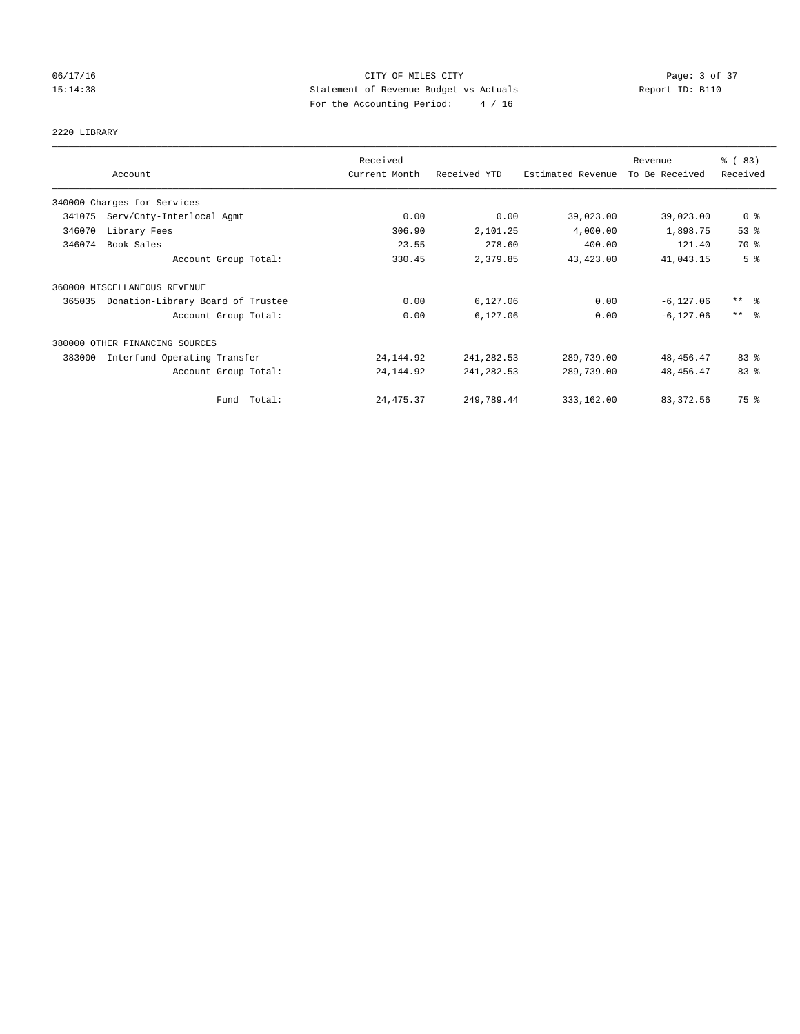CITY OF MILES CITY
Statement of Revenue Budget vs Actuals
For the Accounting Period: 4 / 16

06/17/16
15:14:38
Report ID: B110

2220 LIBRARY

| Account | Received Current Month | Received YTD | Estimated Revenue | Revenue To Be Received | % ( 83) Received |
|---|---|---|---|---|---|
| 340000 Charges for Services | | | | | |
| 341075 Serv/Cnty-Interlocal Agmt | 0.00 | 0.00 | 39,023.00 | 39,023.00 | 0 % |
| 346070 Library Fees | 306.90 | 2,101.25 | 4,000.00 | 1,898.75 | 53 % |
| 346074 Book Sales | 23.55 | 278.60 | 400.00 | 121.40 | 70 % |
| Account Group Total: | 330.45 | 2,379.85 | 43,423.00 | 41,043.15 | 5 % |
| 360000 MISCELLANEOUS REVENUE | | | | | |
| 365035 Donation-Library Board of Trustee | 0.00 | 6,127.06 | 0.00 | -6,127.06 | ** % |
| Account Group Total: | 0.00 | 6,127.06 | 0.00 | -6,127.06 | ** % |
| 380000 OTHER FINANCING SOURCES | | | | | |
| 383000 Interfund Operating Transfer | 24,144.92 | 241,282.53 | 289,739.00 | 48,456.47 | 83 % |
| Account Group Total: | 24,144.92 | 241,282.53 | 289,739.00 | 48,456.47 | 83 % |
| Fund Total: | 24,475.37 | 249,789.44 | 333,162.00 | 83,372.56 | 75 % |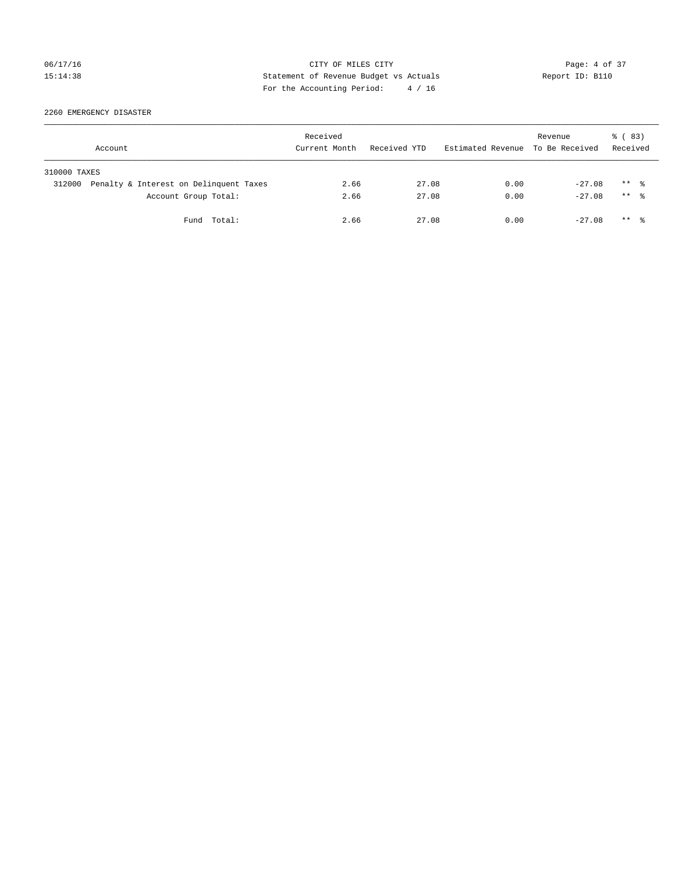CITY OF MILES CITY
Statement of Revenue Budget vs Actuals
For the Accounting Period: 4 / 16

06/17/16
15:14:38

Report ID: B110

2260 EMERGENCY DISASTER

| Account | Received Current Month | Received YTD | Estimated Revenue | Revenue To Be Received | % ( 83) Received |
|---|---|---|---|---|---|
| 310000 TAXES | | | | | |
| 312000 Penalty & Interest on Delinquent Taxes | 2.66 | 27.08 | 0.00 | -27.08 | ** % |
| Account Group Total: | 2.66 | 27.08 | 0.00 | -27.08 | ** % |
| Fund Total: | 2.66 | 27.08 | 0.00 | -27.08 | ** % |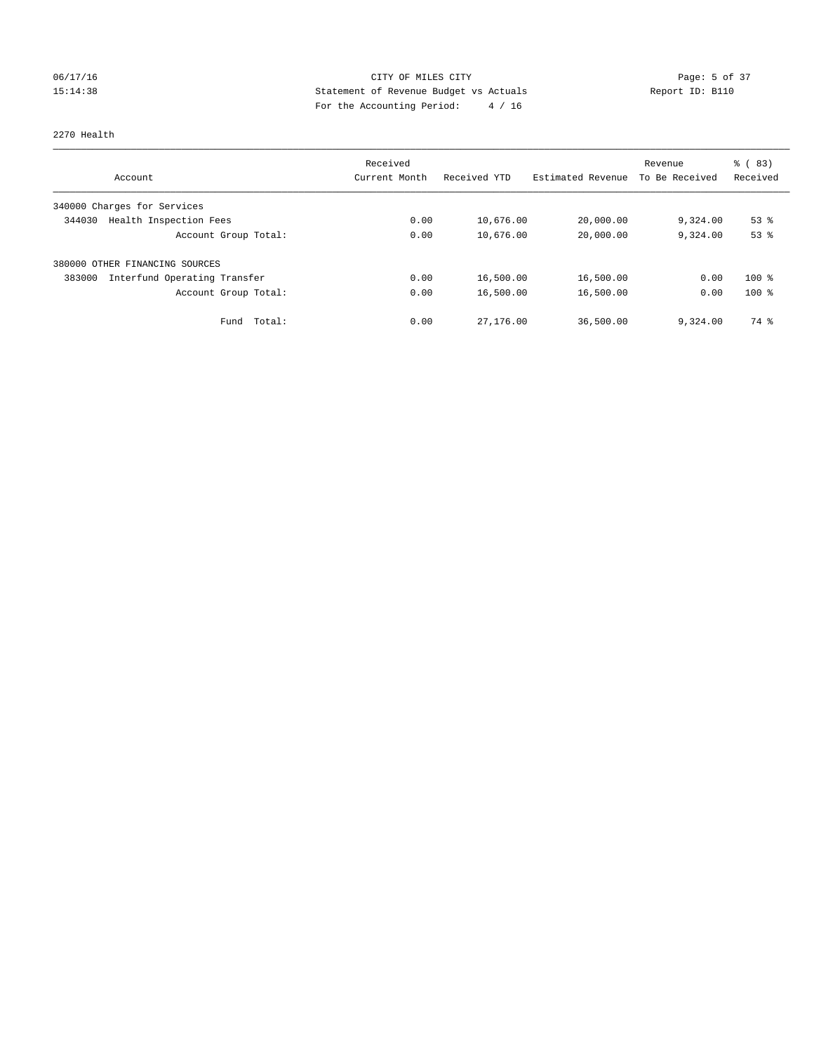CITY OF MILES CITY
Statement of Revenue Budget vs Actuals
For the Accounting Period: 4 / 16

06/17/16
15:14:38

Report ID: B110

2270 Health

| Account | Received Current Month | Received YTD | Estimated Revenue | Revenue To Be Received | % ( 83) Received |
|---|---|---|---|---|---|
| 340000 Charges for Services | | | | | |
| 344030 Health Inspection Fees | 0.00 | 10,676.00 | 20,000.00 | 9,324.00 | 53 % |
| Account Group Total: | 0.00 | 10,676.00 | 20,000.00 | 9,324.00 | 53 % |
| 380000 OTHER FINANCING SOURCES | | | | | |
| 383000 Interfund Operating Transfer | 0.00 | 16,500.00 | 16,500.00 | 0.00 | 100 % |
| Account Group Total: | 0.00 | 16,500.00 | 16,500.00 | 0.00 | 100 % |
| Fund Total: | 0.00 | 27,176.00 | 36,500.00 | 9,324.00 | 74 % |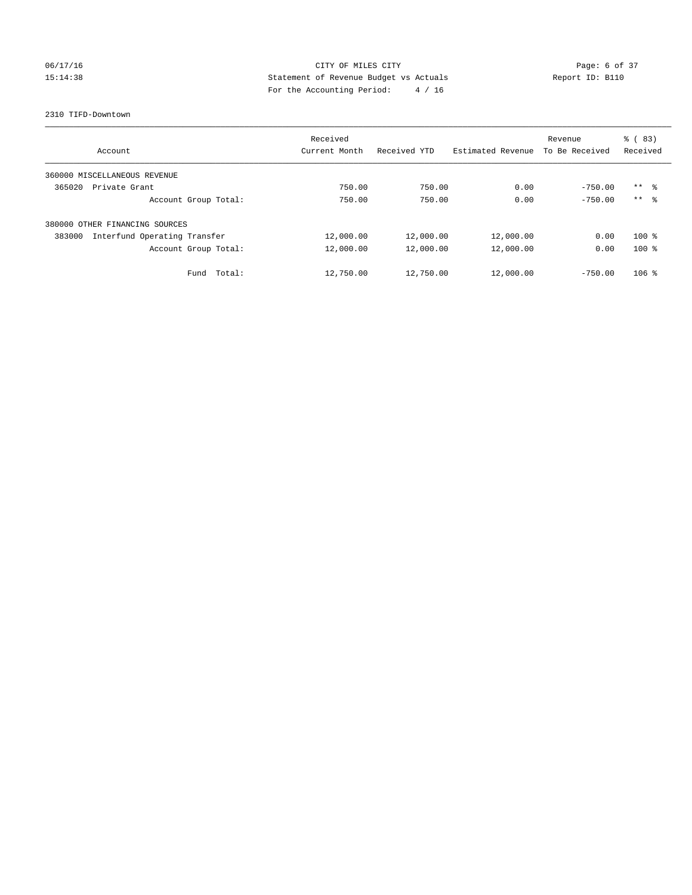CITY OF MILES CITY
Statement of Revenue Budget vs Actuals
For the Accounting Period: 4 / 16

06/17/16
15:14:38

Report ID: B110

2310 TIFD-Downtown

| Account | Received Current Month | Received YTD | Estimated Revenue | Revenue To Be Received | % ( 83) Received |
|---|---|---|---|---|---|
| 360000 MISCELLANEOUS REVENUE | | | | | |
| 365020 Private Grant | 750.00 | 750.00 | 0.00 | -750.00 | ** % |
| Account Group Total: | 750.00 | 750.00 | 0.00 | -750.00 | ** % |
| 380000 OTHER FINANCING SOURCES | | | | | |
| 383000 Interfund Operating Transfer | 12,000.00 | 12,000.00 | 12,000.00 | 0.00 | 100 % |
| Account Group Total: | 12,000.00 | 12,000.00 | 12,000.00 | 0.00 | 100 % |
| Fund Total: | 12,750.00 | 12,750.00 | 12,000.00 | -750.00 | 106 % |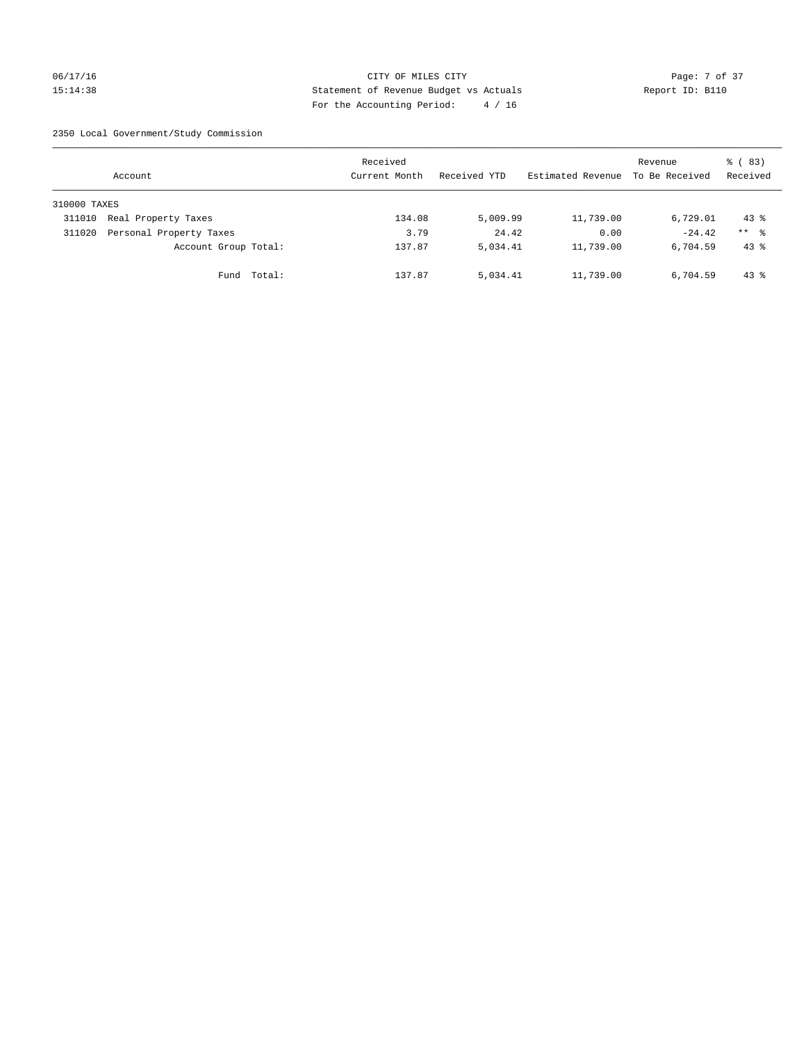CITY OF MILES CITY
Statement of Revenue Budget vs Actuals
For the Accounting Period: 4 / 16

06/17/16 15:14:38 Report ID: B110

2350 Local Government/Study Commission

| Account | Received Current Month | Received YTD | Estimated Revenue | Revenue To Be Received | % ( 83) Received |
|---|---|---|---|---|---|
| 310000 TAXES | | | | | |
| 311010 Real Property Taxes | 134.08 | 5,009.99 | 11,739.00 | 6,729.01 | 43 % |
| 311020 Personal Property Taxes | 3.79 | 24.42 | 0.00 | -24.42 | ** % |
| Account Group Total: | 137.87 | 5,034.41 | 11,739.00 | 6,704.59 | 43 % |
| Fund Total: | 137.87 | 5,034.41 | 11,739.00 | 6,704.59 | 43 % |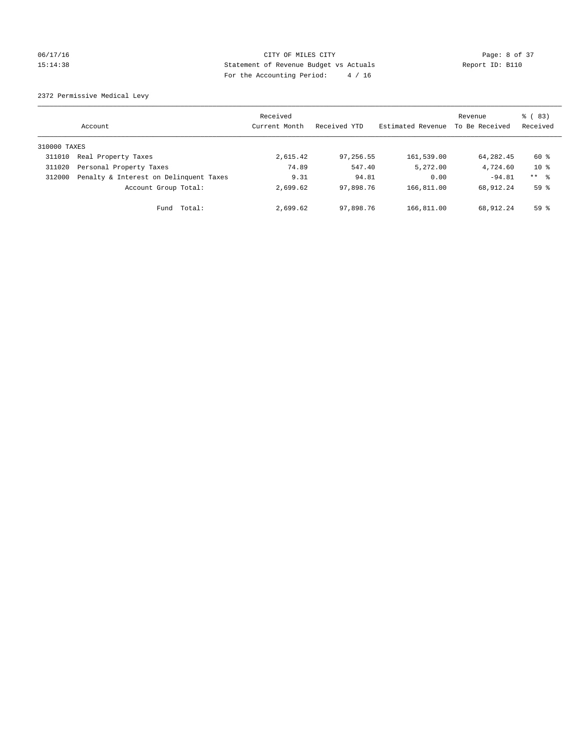CITY OF MILES CITY
Statement of Revenue Budget vs Actuals
For the Accounting Period: 4 / 16

06/17/16
15:14:38

Report ID: B110

2372 Permissive Medical Levy

| Account | | Received Current Month | Received YTD | Estimated Revenue | Revenue To Be Received | % ( 83) Received |
|---|---|---|---|---|---|---|
| 310000 TAXES | | | | | | |
| 311010 | Real Property Taxes | 2,615.42 | 97,256.55 | 161,539.00 | 64,282.45 | 60 % |
| 311020 | Personal Property Taxes | 74.89 | 547.40 | 5,272.00 | 4,724.60 | 10 % |
| 312000 | Penalty & Interest on Delinquent Taxes | 9.31 | 94.81 | 0.00 | -94.81 | ** % |
| | Account Group Total: | 2,699.62 | 97,898.76 | 166,811.00 | 68,912.24 | 59 % |
| | Fund Total: | 2,699.62 | 97,898.76 | 166,811.00 | 68,912.24 | 59 % |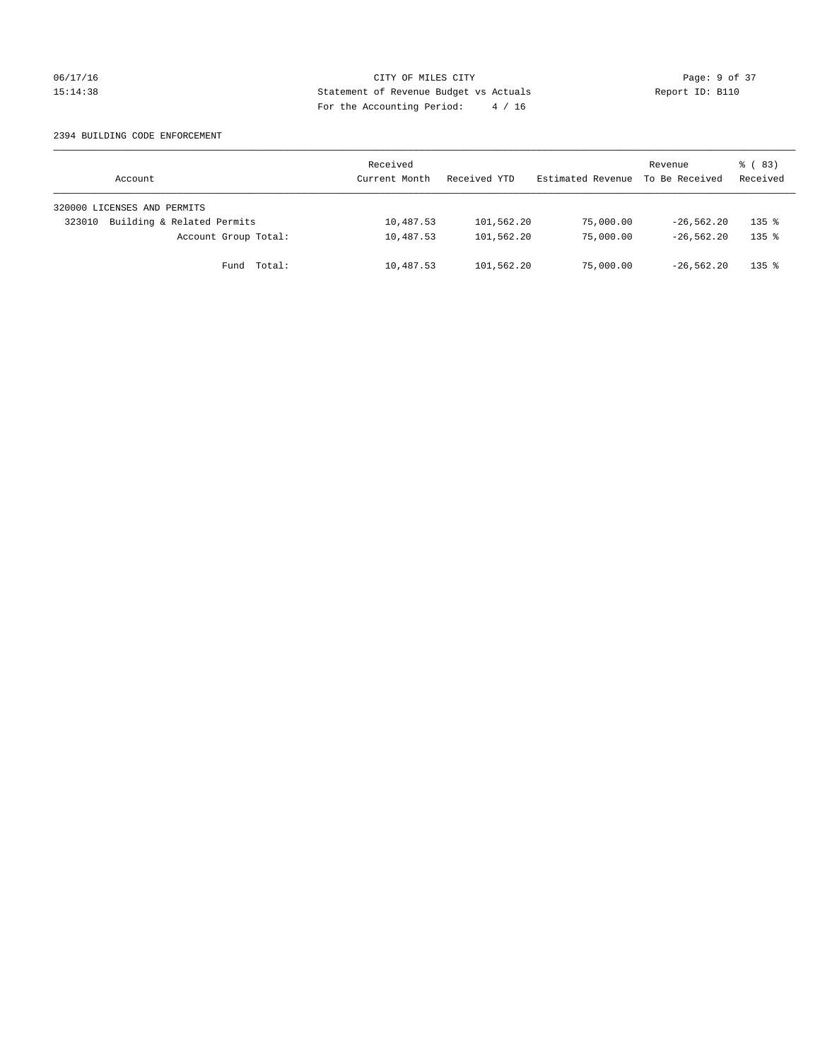CITY OF MILES CITY
Statement of Revenue Budget vs Actuals
For the Accounting Period: 4 / 16

06/17/16
15:14:38

Report ID: B110

2394 BUILDING CODE ENFORCEMENT

| Account | Received Current Month | Received YTD | Estimated Revenue | Revenue To Be Received | % ( 83) Received |
|---|---|---|---|---|---|
| 320000 LICENSES AND PERMITS | | | | | |
| 323010 Building & Related Permits | 10,487.53 | 101,562.20 | 75,000.00 | -26,562.20 | 135 % |
| Account Group Total: | 10,487.53 | 101,562.20 | 75,000.00 | -26,562.20 | 135 % |
| Fund Total: | 10,487.53 | 101,562.20 | 75,000.00 | -26,562.20 | 135 % |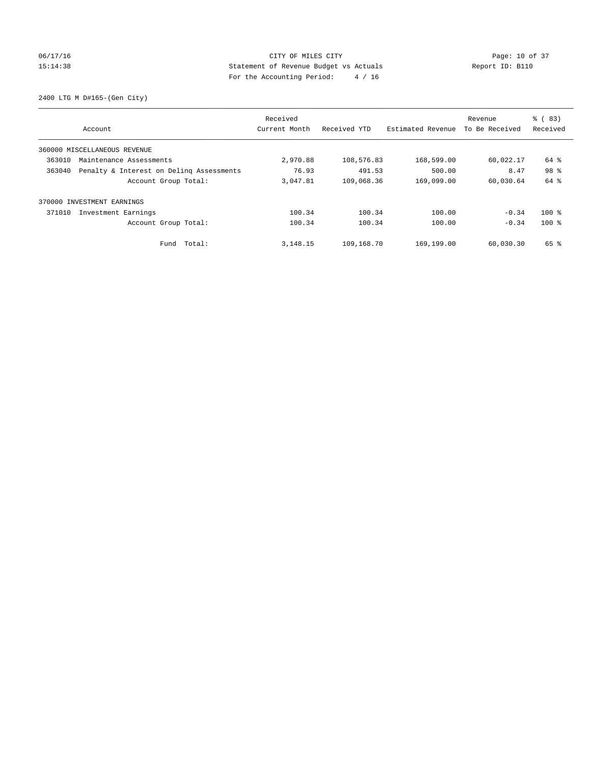CITY OF MILES CITY
Statement of Revenue Budget vs Actuals
For the Accounting Period: 4 / 16

06/17/16
15:14:38

Report ID: B110

2400 LTG M D#165-(Gen City)

| Account | Received Current Month | Received YTD | Estimated Revenue | Revenue To Be Received | % ( 83) Received |
|---|---|---|---|---|---|
| 360000 MISCELLANEOUS REVENUE | | | | | |
| 363010 Maintenance Assessments | 2,970.88 | 108,576.83 | 168,599.00 | 60,022.17 | 64 % |
| 363040 Penalty & Interest on Delinq Assessments | 76.93 | 491.53 | 500.00 | 8.47 | 98 % |
| Account Group Total: | 3,047.81 | 109,068.36 | 169,099.00 | 60,030.64 | 64 % |
| 370000 INVESTMENT EARNINGS | | | | | |
| 371010 Investment Earnings | 100.34 | 100.34 | 100.00 | -0.34 | 100 % |
| Account Group Total: | 100.34 | 100.34 | 100.00 | -0.34 | 100 % |
| Fund Total: | 3,148.15 | 109,168.70 | 169,199.00 | 60,030.30 | 65 % |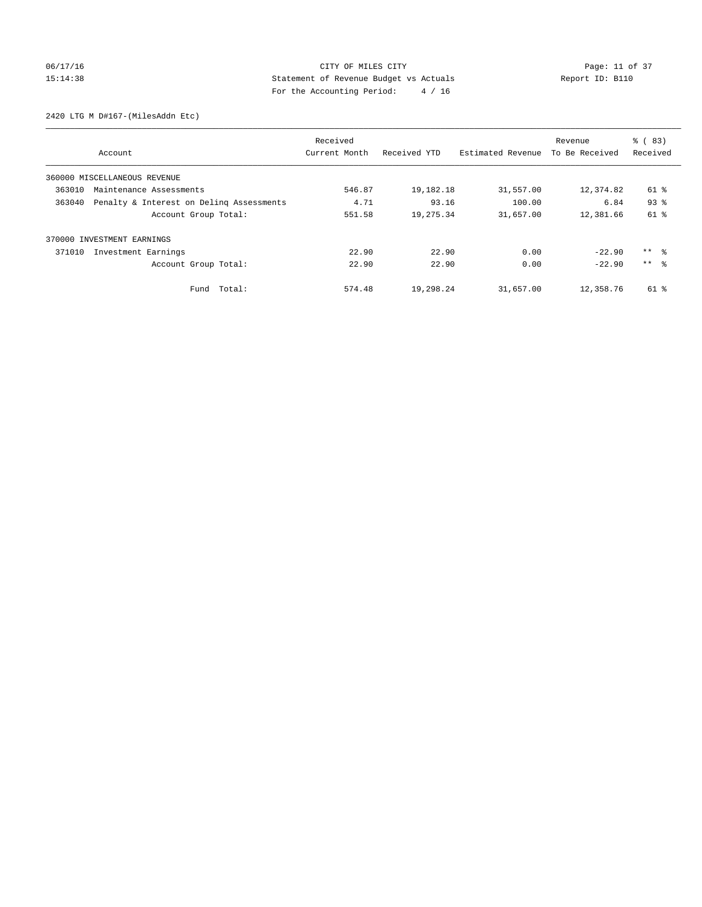CITY OF MILES CITY
Statement of Revenue Budget vs Actuals
For the Accounting Period: 4 / 16

06/17/16
15:14:38

Report ID: B110

2420 LTG M D#167-(MilesAddn Etc)

| Account | Received Current Month | Received YTD | Estimated Revenue | Revenue To Be Received | % ( 83) Received |
|---|---|---|---|---|---|
| 360000 MISCELLANEOUS REVENUE | | | | | |
| 363010 Maintenance Assessments | 546.87 | 19,182.18 | 31,557.00 | 12,374.82 | 61 % |
| 363040 Penalty & Interest on Delinq Assessments | 4.71 | 93.16 | 100.00 | 6.84 | 93 % |
| Account Group Total: | 551.58 | 19,275.34 | 31,657.00 | 12,381.66 | 61 % |
| 370000 INVESTMENT EARNINGS | | | | | |
| 371010 Investment Earnings | 22.90 | 22.90 | 0.00 | -22.90 | ** % |
| Account Group Total: | 22.90 | 22.90 | 0.00 | -22.90 | ** % |
| Fund Total: | 574.48 | 19,298.24 | 31,657.00 | 12,358.76 | 61 % |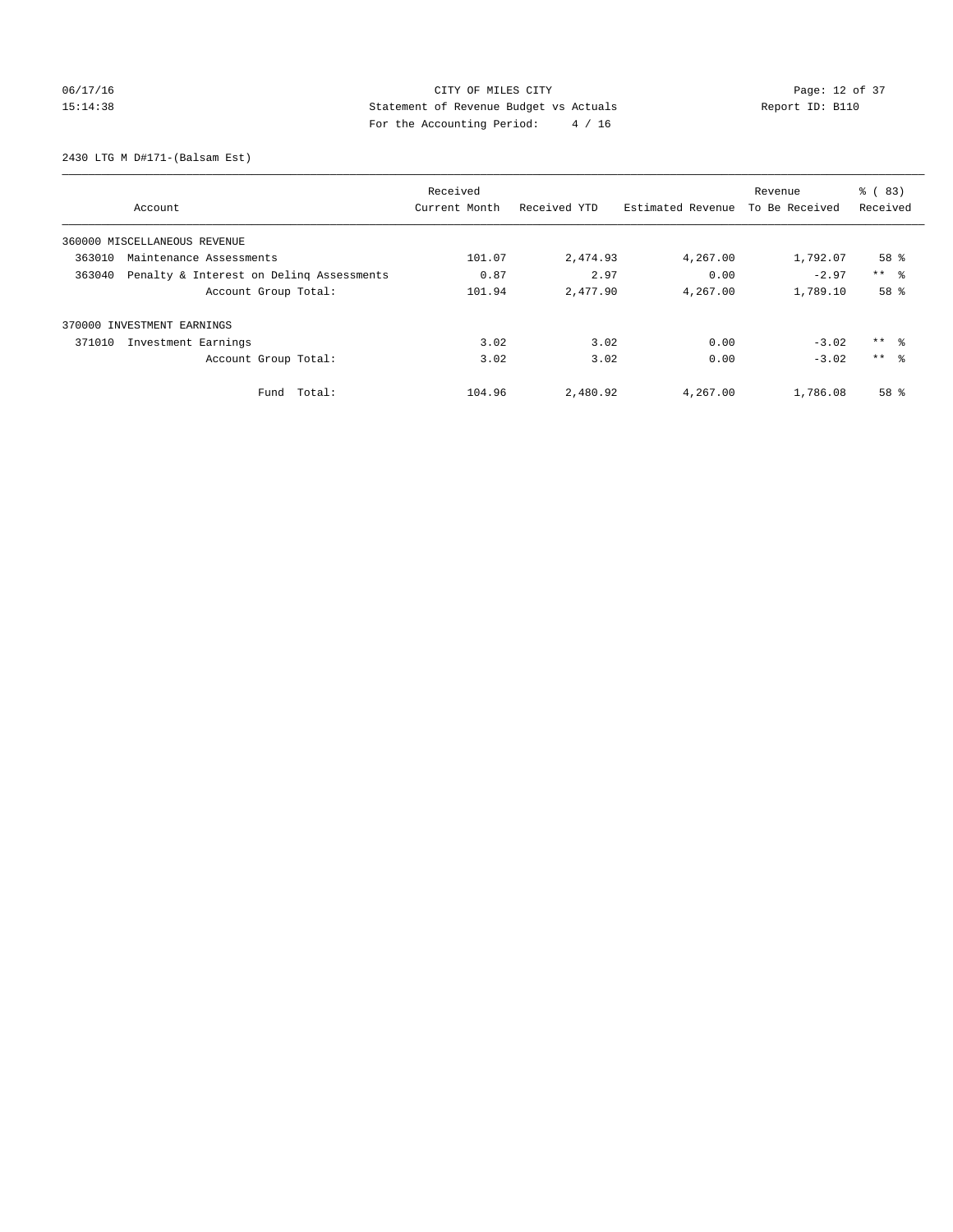CITY OF MILES CITY
Statement of Revenue Budget vs Actuals
For the Accounting Period: 4 / 16

06/17/16
15:14:38

Report ID: B110

2430 LTG M D#171-(Balsam Est)

| Account | Received Current Month | Received YTD | Estimated Revenue | Revenue To Be Received | % ( 83) Received |
|---|---|---|---|---|---|
| 360000 MISCELLANEOUS REVENUE | | | | | |
| 363010 Maintenance Assessments | 101.07 | 2,474.93 | 4,267.00 | 1,792.07 | 58 % |
| 363040 Penalty & Interest on Delinq Assessments | 0.87 | 2.97 | 0.00 | -2.97 | ** % |
| Account Group Total: | 101.94 | 2,477.90 | 4,267.00 | 1,789.10 | 58 % |
| 370000 INVESTMENT EARNINGS | | | | | |
| 371010 Investment Earnings | 3.02 | 3.02 | 0.00 | -3.02 | ** % |
| Account Group Total: | 3.02 | 3.02 | 0.00 | -3.02 | ** % |
| Fund Total: | 104.96 | 2,480.92 | 4,267.00 | 1,786.08 | 58 % |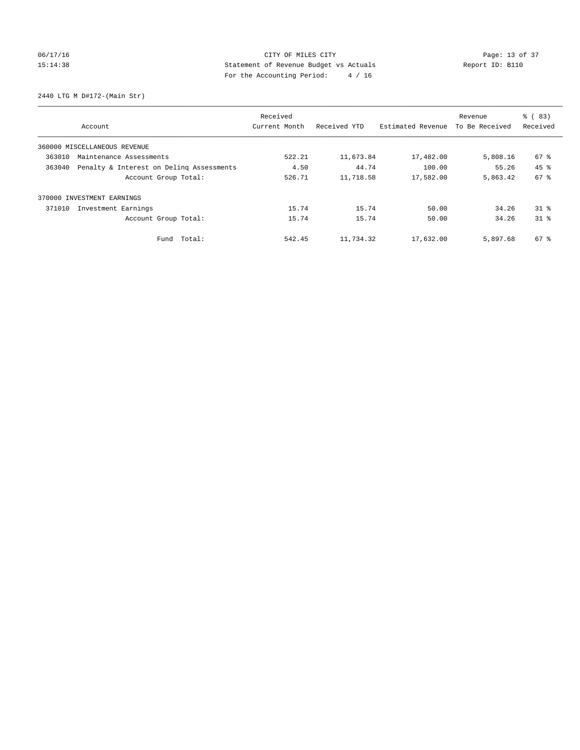CITY OF MILES CITY
Statement of Revenue Budget vs Actuals
For the Accounting Period: 4 / 16

06/17/16
15:14:38

Report ID: B110

2440 LTG M D#172-(Main Str)

| Account | Received Current Month | Received YTD | Estimated Revenue | Revenue To Be Received | % ( 83) Received |
|---|---|---|---|---|---|
| 360000 MISCELLANEOUS REVENUE | | | | | |
| 363010 Maintenance Assessments | 522.21 | 11,673.84 | 17,482.00 | 5,808.16 | 67 % |
| 363040 Penalty & Interest on Delinq Assessments | 4.50 | 44.74 | 100.00 | 55.26 | 45 % |
| Account Group Total: | 526.71 | 11,718.58 | 17,582.00 | 5,863.42 | 67 % |
| 370000 INVESTMENT EARNINGS | | | | | |
| 371010 Investment Earnings | 15.74 | 15.74 | 50.00 | 34.26 | 31 % |
| Account Group Total: | 15.74 | 15.74 | 50.00 | 34.26 | 31 % |
| Fund Total: | 542.45 | 11,734.32 | 17,632.00 | 5,897.68 | 67 % |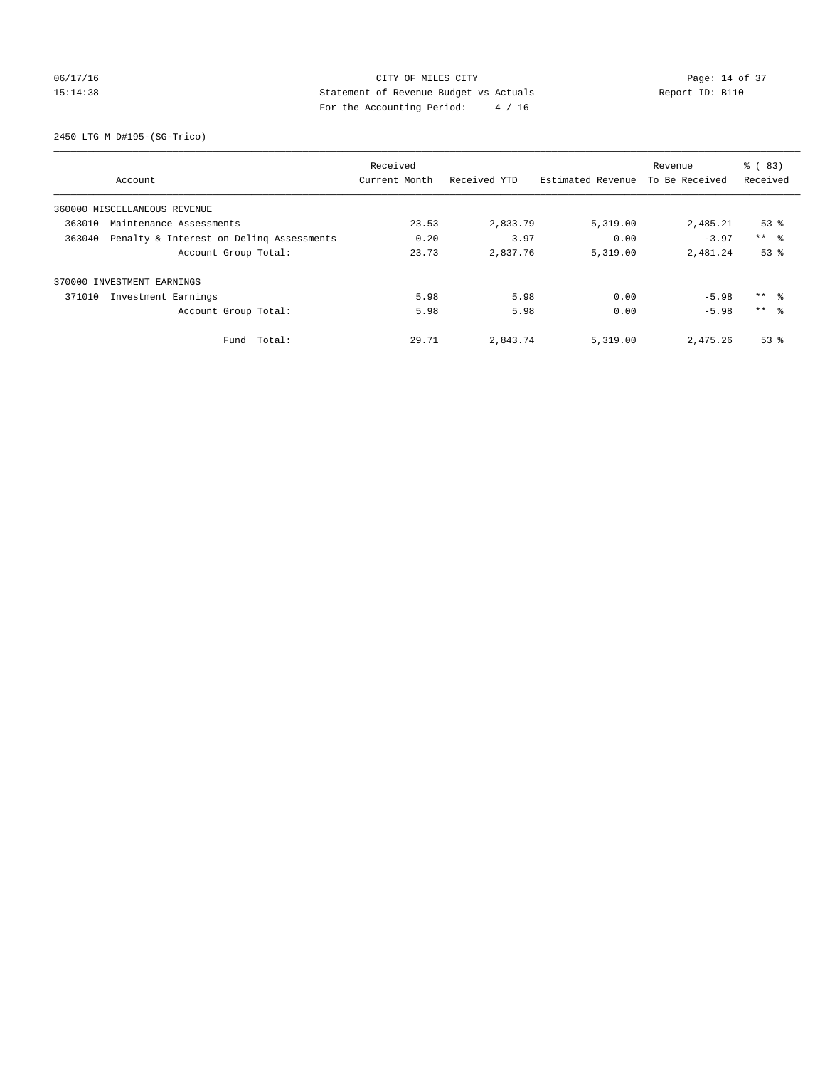CITY OF MILES CITY
Statement of Revenue Budget vs Actuals
For the Accounting Period: 4 / 16

06/17/16
15:14:38

Report ID: B110

2450 LTG M D#195-(SG-Trico)

| Account | Received Current Month | Received YTD | Estimated Revenue | Revenue To Be Received | % ( 83) Received |
|---|---|---|---|---|---|
| 360000 MISCELLANEOUS REVENUE | | | | | |
| 363010 Maintenance Assessments | 23.53 | 2,833.79 | 5,319.00 | 2,485.21 | 53 % |
| 363040 Penalty & Interest on Delinq Assessments | 0.20 | 3.97 | 0.00 | -3.97 | ** % |
| Account Group Total: | 23.73 | 2,837.76 | 5,319.00 | 2,481.24 | 53 % |
| 370000 INVESTMENT EARNINGS | | | | | |
| 371010 Investment Earnings | 5.98 | 5.98 | 0.00 | -5.98 | ** % |
| Account Group Total: | 5.98 | 5.98 | 0.00 | -5.98 | ** % |
| Fund Total: | 29.71 | 2,843.74 | 5,319.00 | 2,475.26 | 53 % |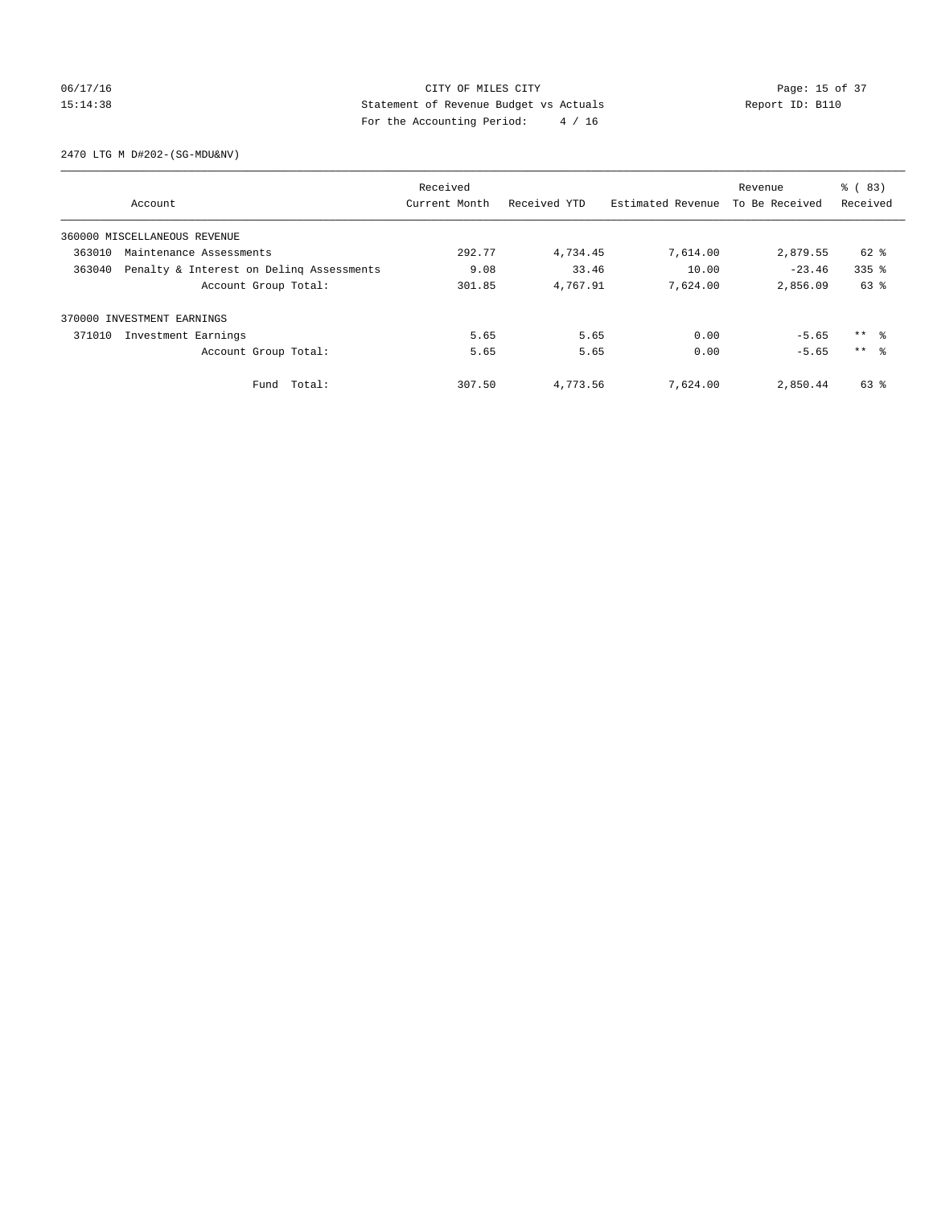CITY OF MILES CITY
Statement of Revenue Budget vs Actuals
For the Accounting Period: 4 / 16

06/17/16
15:14:38

Report ID: B110

2470 LTG M D#202-(SG-MDU&NV)

| Account | Received Current Month | Received YTD | Estimated Revenue | Revenue To Be Received | % ( 83) Received |
|---|---|---|---|---|---|
| 360000 MISCELLANEOUS REVENUE | | | | | |
| 363010 Maintenance Assessments | 292.77 | 4,734.45 | 7,614.00 | 2,879.55 | 62 % |
| 363040 Penalty & Interest on Delinq Assessments | 9.08 | 33.46 | 10.00 | -23.46 | 335 % |
| Account Group Total: | 301.85 | 4,767.91 | 7,624.00 | 2,856.09 | 63 % |
| 370000 INVESTMENT EARNINGS | | | | | |
| 371010 Investment Earnings | 5.65 | 5.65 | 0.00 | -5.65 | ** % |
| Account Group Total: | 5.65 | 5.65 | 0.00 | -5.65 | ** % |
| Fund Total: | 307.50 | 4,773.56 | 7,624.00 | 2,850.44 | 63 % |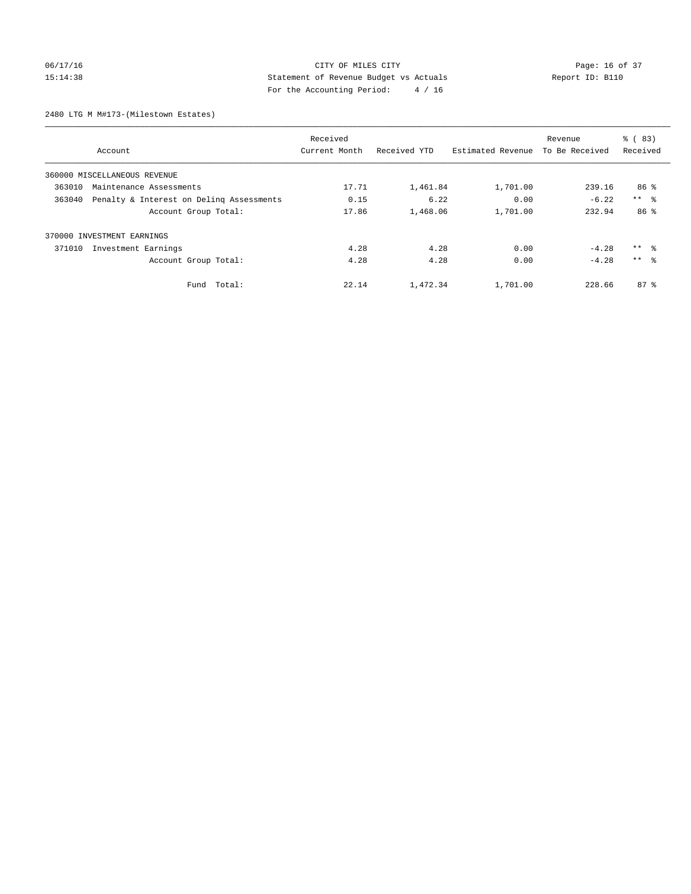CITY OF MILES CITY
Statement of Revenue Budget vs Actuals
For the Accounting Period: 4 / 16

06/17/16 15:14:38 Report ID: B110

2480 LTG M M#173-(Milestown Estates)

| Account | Received Current Month | Received YTD | Estimated Revenue | Revenue To Be Received | % ( 83) Received |
|---|---|---|---|---|---|
| 360000 MISCELLANEOUS REVENUE | | | | | |
| 363010 Maintenance Assessments | 17.71 | 1,461.84 | 1,701.00 | 239.16 | 86 % |
| 363040 Penalty & Interest on Delinq Assessments | 0.15 | 6.22 | 0.00 | -6.22 | ** % |
| Account Group Total: | 17.86 | 1,468.06 | 1,701.00 | 232.94 | 86 % |
| 370000 INVESTMENT EARNINGS | | | | | |
| 371010 Investment Earnings | 4.28 | 4.28 | 0.00 | -4.28 | ** % |
| Account Group Total: | 4.28 | 4.28 | 0.00 | -4.28 | ** % |
| Fund Total: | 22.14 | 1,472.34 | 1,701.00 | 228.66 | 87 % |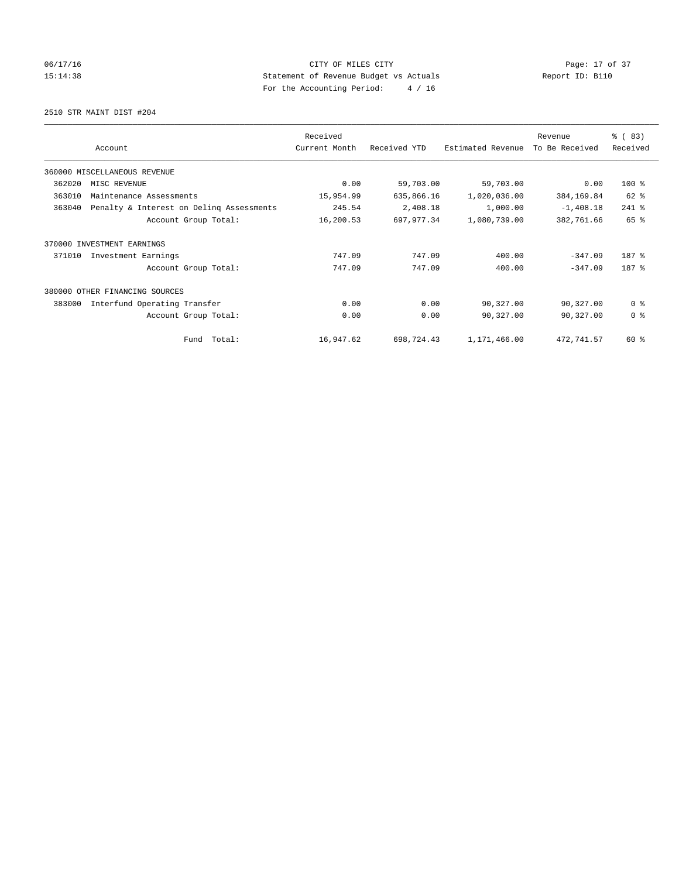CITY OF MILES CITY
Statement of Revenue Budget vs Actuals
For the Accounting Period: 4 / 16

06/17/16
15:14:38

Report ID: B110

2510 STR MAINT DIST #204

| Account | | Received Current Month | Received YTD | Estimated Revenue | Revenue To Be Received | % ( 83) Received |
|---|---|---|---|---|---|---|
| 360000 MISCELLANEOUS REVENUE | | | | | | |
| 362020 | MISC REVENUE | 0.00 | 59,703.00 | 59,703.00 | 0.00 | 100 % |
| 363010 | Maintenance Assessments | 15,954.99 | 635,866.16 | 1,020,036.00 | 384,169.84 | 62 % |
| 363040 | Penalty & Interest on Delinq Assessments | 245.54 | 2,408.18 | 1,000.00 | -1,408.18 | 241 % |
| | Account Group Total: | 16,200.53 | 697,977.34 | 1,080,739.00 | 382,761.66 | 65 % |
| 370000 INVESTMENT EARNINGS | | | | | | |
| 371010 | Investment Earnings | 747.09 | 747.09 | 400.00 | -347.09 | 187 % |
| | Account Group Total: | 747.09 | 747.09 | 400.00 | -347.09 | 187 % |
| 380000 OTHER FINANCING SOURCES | | | | | | |
| 383000 | Interfund Operating Transfer | 0.00 | 0.00 | 90,327.00 | 90,327.00 | 0 % |
| | Account Group Total: | 0.00 | 0.00 | 90,327.00 | 90,327.00 | 0 % |
| | Fund Total: | 16,947.62 | 698,724.43 | 1,171,466.00 | 472,741.57 | 60 % |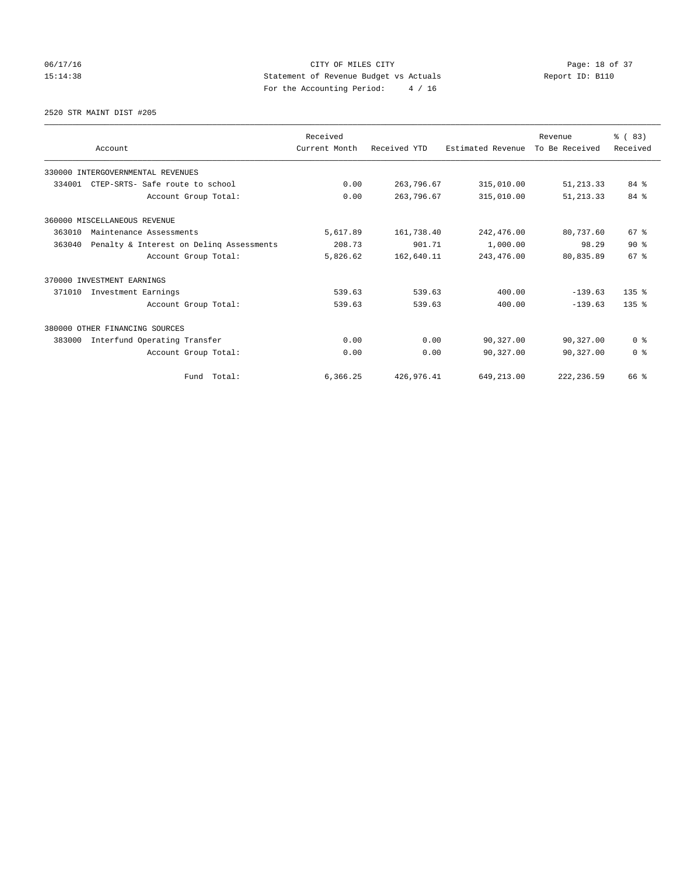CITY OF MILES CITY
Statement of Revenue Budget vs Actuals
For the Accounting Period: 4 / 16

06/17/16
15:14:38

Report ID: B110

2520 STR MAINT DIST #205

| Account | Received Current Month | Received YTD | Estimated Revenue | Revenue To Be Received | % ( 83) Received |
|---|---|---|---|---|---|
| 330000 INTERGOVERNMENTAL REVENUES | | | | | |
| 334001 CTEP-SRTS- Safe route to school | 0.00 | 263,796.67 | 315,010.00 | 51,213.33 | 84 % |
| Account Group Total: | 0.00 | 263,796.67 | 315,010.00 | 51,213.33 | 84 % |
| 360000 MISCELLANEOUS REVENUE | | | | | |
| 363010 Maintenance Assessments | 5,617.89 | 161,738.40 | 242,476.00 | 80,737.60 | 67 % |
| 363040 Penalty & Interest on Delinq Assessments | 208.73 | 901.71 | 1,000.00 | 98.29 | 90 % |
| Account Group Total: | 5,826.62 | 162,640.11 | 243,476.00 | 80,835.89 | 67 % |
| 370000 INVESTMENT EARNINGS | | | | | |
| 371010 Investment Earnings | 539.63 | 539.63 | 400.00 | -139.63 | 135 % |
| Account Group Total: | 539.63 | 539.63 | 400.00 | -139.63 | 135 % |
| 380000 OTHER FINANCING SOURCES | | | | | |
| 383000 Interfund Operating Transfer | 0.00 | 0.00 | 90,327.00 | 90,327.00 | 0 % |
| Account Group Total: | 0.00 | 0.00 | 90,327.00 | 90,327.00 | 0 % |
| Fund Total: | 6,366.25 | 426,976.41 | 649,213.00 | 222,236.59 | 66 % |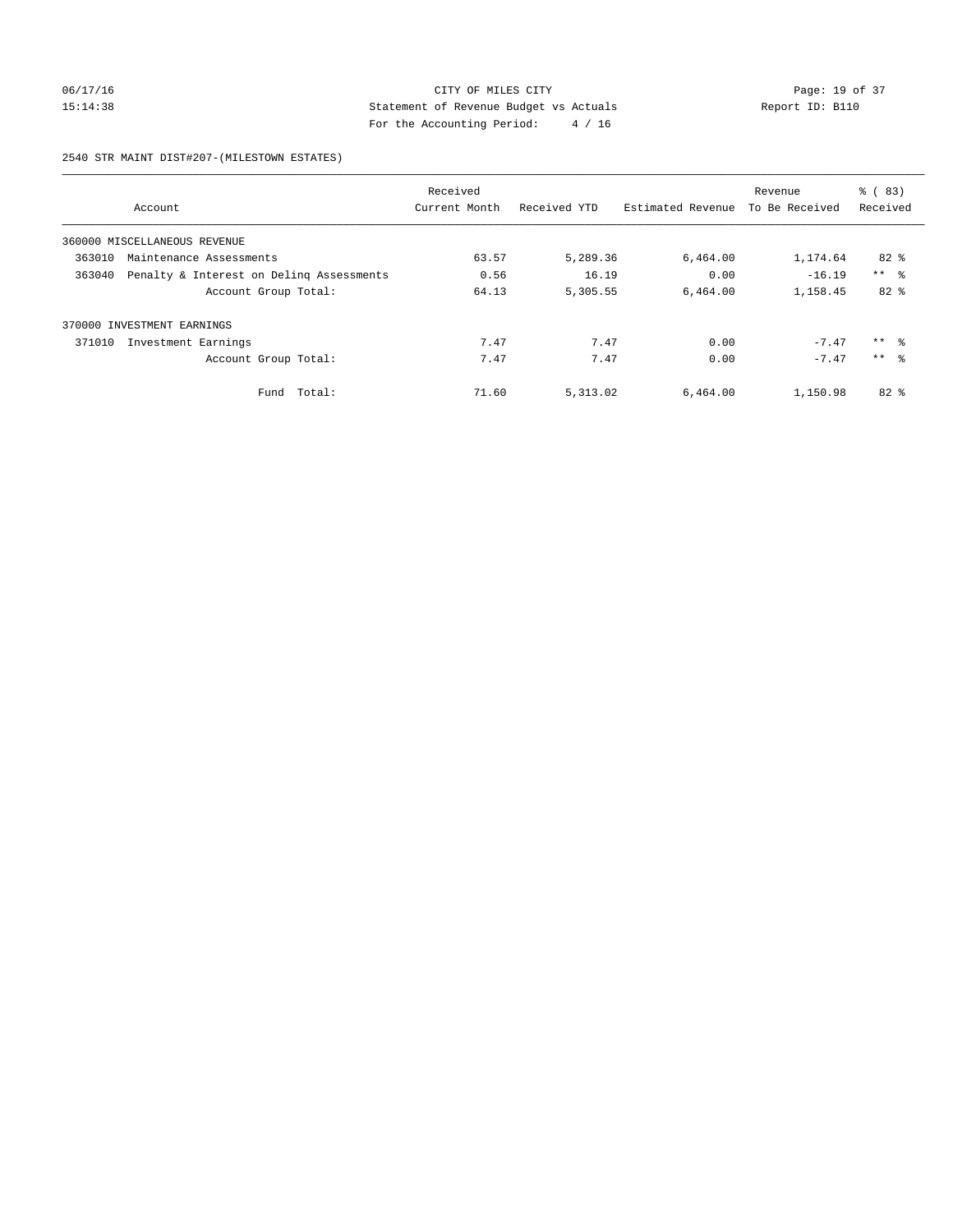CITY OF MILES CITY
Statement of Revenue Budget vs Actuals
For the Accounting Period: 4 / 16

06/17/16 15:14:38 — Report ID: B110

2540 STR MAINT DIST#207-(MILESTOWN ESTATES)

| Account | Received Current Month | Received YTD | Estimated Revenue | Revenue To Be Received | % ( 83) Received |
|---|---|---|---|---|---|
| 360000 MISCELLANEOUS REVENUE | | | | | |
| 363010 Maintenance Assessments | 63.57 | 5,289.36 | 6,464.00 | 1,174.64 | 82 % |
| 363040 Penalty & Interest on Delinq Assessments | 0.56 | 16.19 | 0.00 | -16.19 | ** % |
| Account Group Total: | 64.13 | 5,305.55 | 6,464.00 | 1,158.45 | 82 % |
| 370000 INVESTMENT EARNINGS | | | | | |
| 371010 Investment Earnings | 7.47 | 7.47 | 0.00 | -7.47 | ** % |
| Account Group Total: | 7.47 | 7.47 | 0.00 | -7.47 | ** % |
| Fund Total: | 71.60 | 5,313.02 | 6,464.00 | 1,150.98 | 82 % |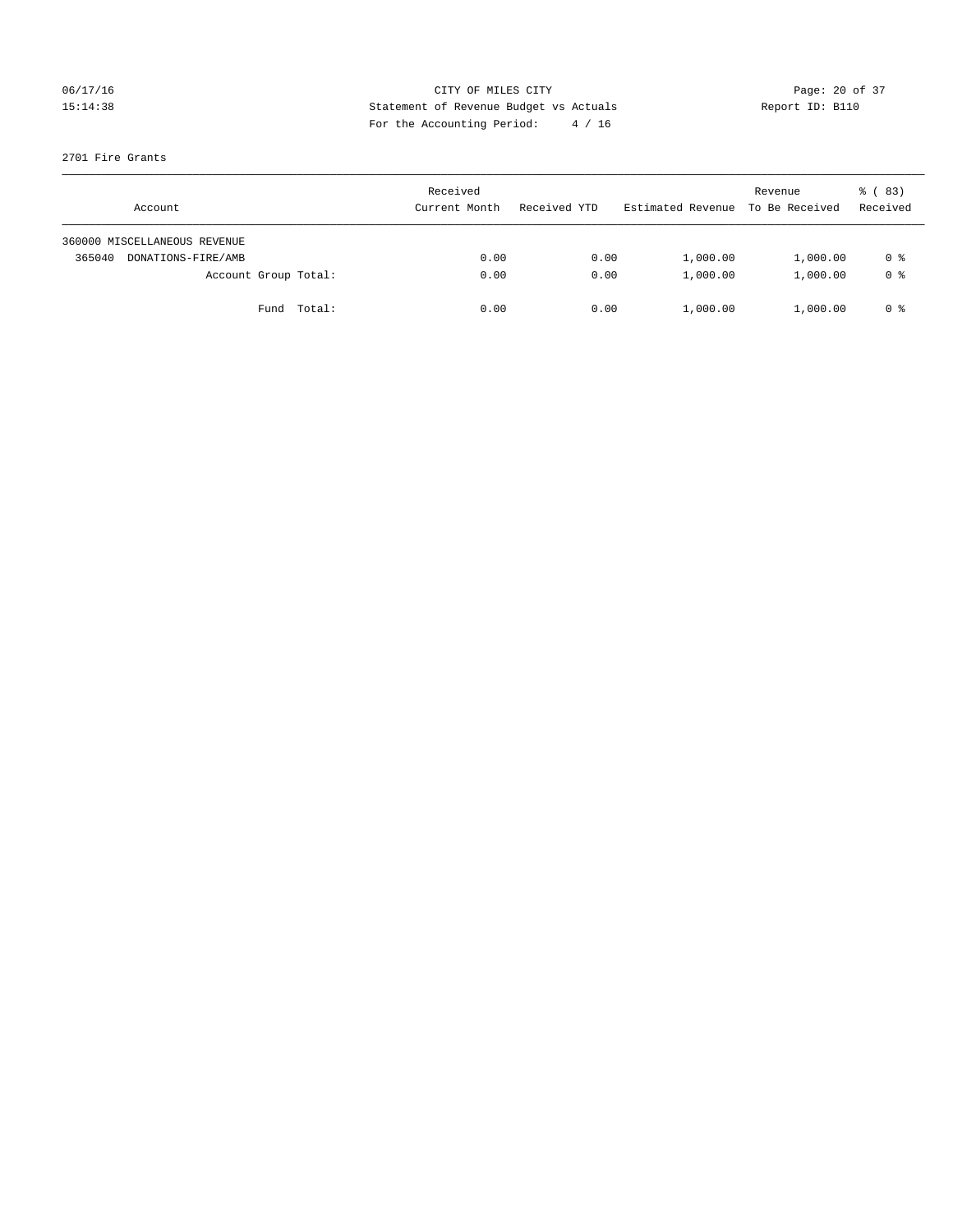CITY OF MILES CITY
Statement of Revenue Budget vs Actuals
For the Accounting Period: 4 / 16

06/17/16
15:14:38

Report ID: B110

2701 Fire Grants

| Account | Received Current Month | Received YTD | Estimated Revenue | Revenue To Be Received | % ( 83) Received |
|---|---|---|---|---|---|
| 360000 MISCELLANEOUS REVENUE | | | | | |
| 365040 DONATIONS-FIRE/AMB | 0.00 | 0.00 | 1,000.00 | 1,000.00 | 0 % |
| Account Group Total: | 0.00 | 0.00 | 1,000.00 | 1,000.00 | 0 % |
| Fund Total: | 0.00 | 0.00 | 1,000.00 | 1,000.00 | 0 % |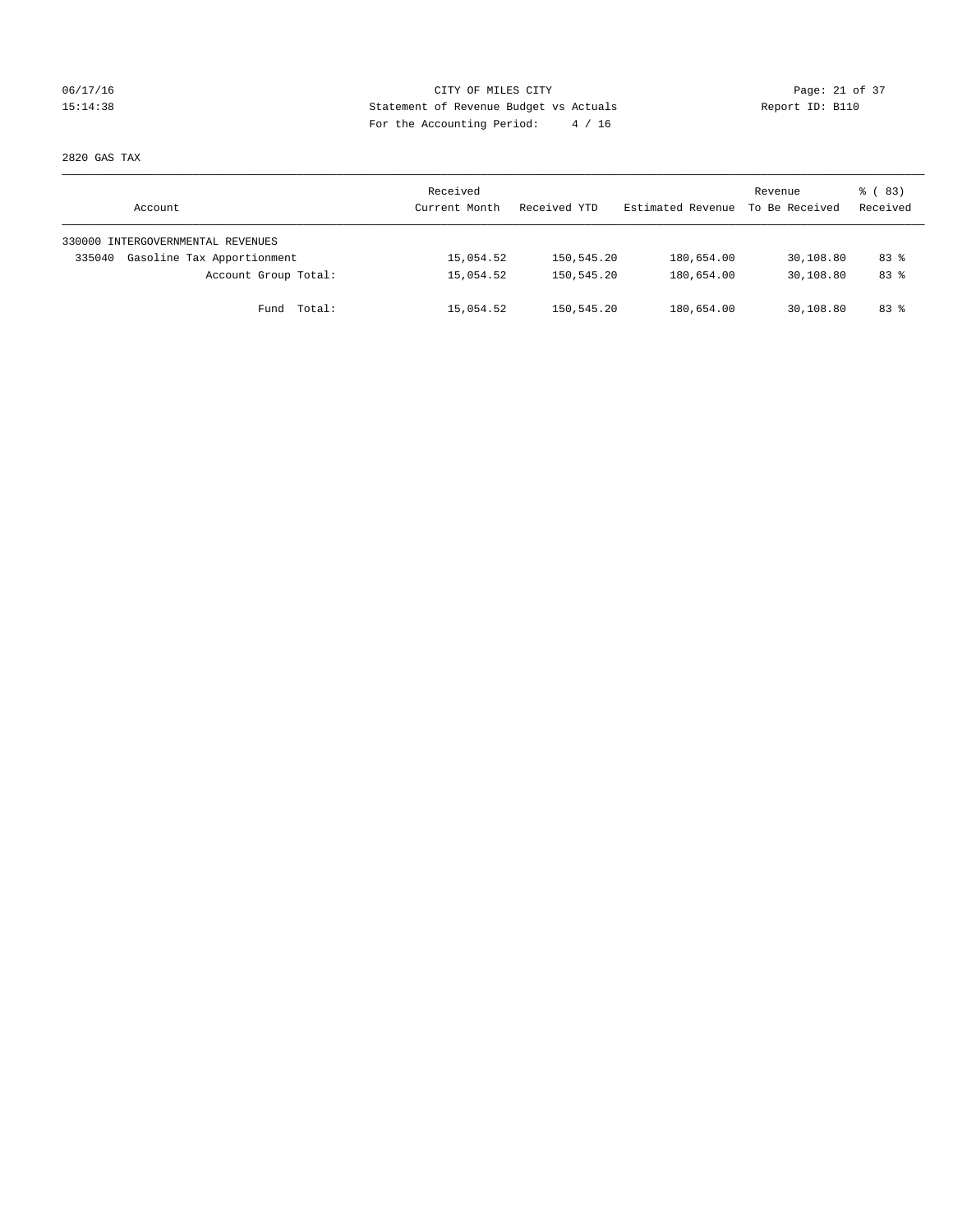CITY OF MILES CITY
Statement of Revenue Budget vs Actuals
For the Accounting Period: 4 / 16

06/17/16
15:14:38

Report ID: B110

2820 GAS TAX

| Account | Received Current Month | Received YTD | Estimated Revenue | Revenue To Be Received | % ( 83) Received |
|---|---|---|---|---|---|
| 330000 INTERGOVERNMENTAL REVENUES | | | | | |
| 335040 Gasoline Tax Apportionment | 15,054.52 | 150,545.20 | 180,654.00 | 30,108.80 | 83 % |
| Account Group Total: | 15,054.52 | 150,545.20 | 180,654.00 | 30,108.80 | 83 % |
| Fund Total: | 15,054.52 | 150,545.20 | 180,654.00 | 30,108.80 | 83 % |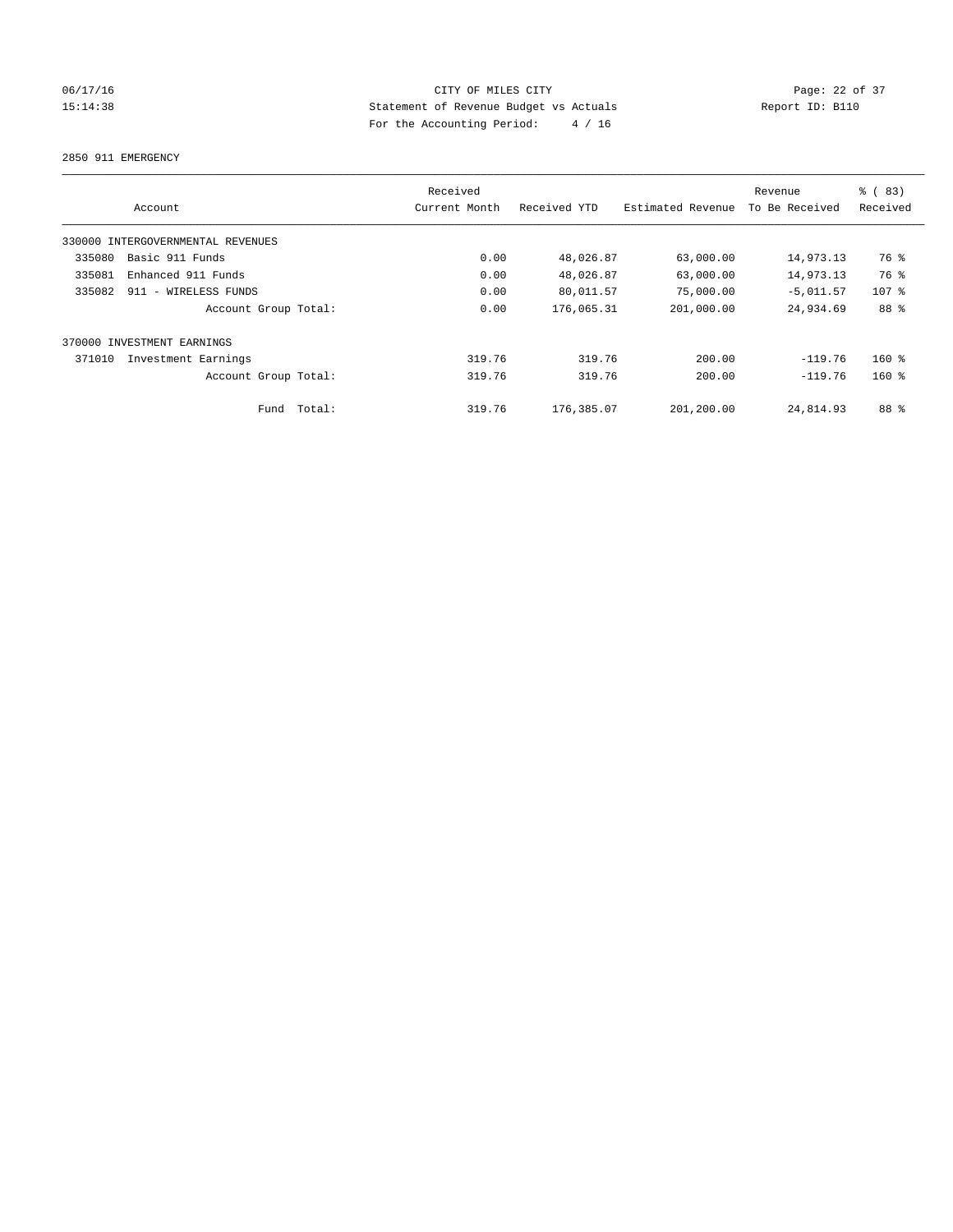CITY OF MILES CITY
Statement of Revenue Budget vs Actuals
For the Accounting Period: 4 / 16

06/17/16
15:14:38

Report ID: B110

2850 911 EMERGENCY

| Account | Received Current Month | Received YTD | Estimated Revenue | Revenue To Be Received | % ( 83) Received |
|---|---|---|---|---|---|
| 330000 INTERGOVERNMENTAL REVENUES | | | | | |
| 335080 Basic 911 Funds | 0.00 | 48,026.87 | 63,000.00 | 14,973.13 | 76 % |
| 335081 Enhanced 911 Funds | 0.00 | 48,026.87 | 63,000.00 | 14,973.13 | 76 % |
| 335082 911 - WIRELESS FUNDS | 0.00 | 80,011.57 | 75,000.00 | -5,011.57 | 107 % |
| Account Group Total: | 0.00 | 176,065.31 | 201,000.00 | 24,934.69 | 88 % |
| 370000 INVESTMENT EARNINGS | | | | | |
| 371010 Investment Earnings | 319.76 | 319.76 | 200.00 | -119.76 | 160 % |
| Account Group Total: | 319.76 | 319.76 | 200.00 | -119.76 | 160 % |
| Fund Total: | 319.76 | 176,385.07 | 201,200.00 | 24,814.93 | 88 % |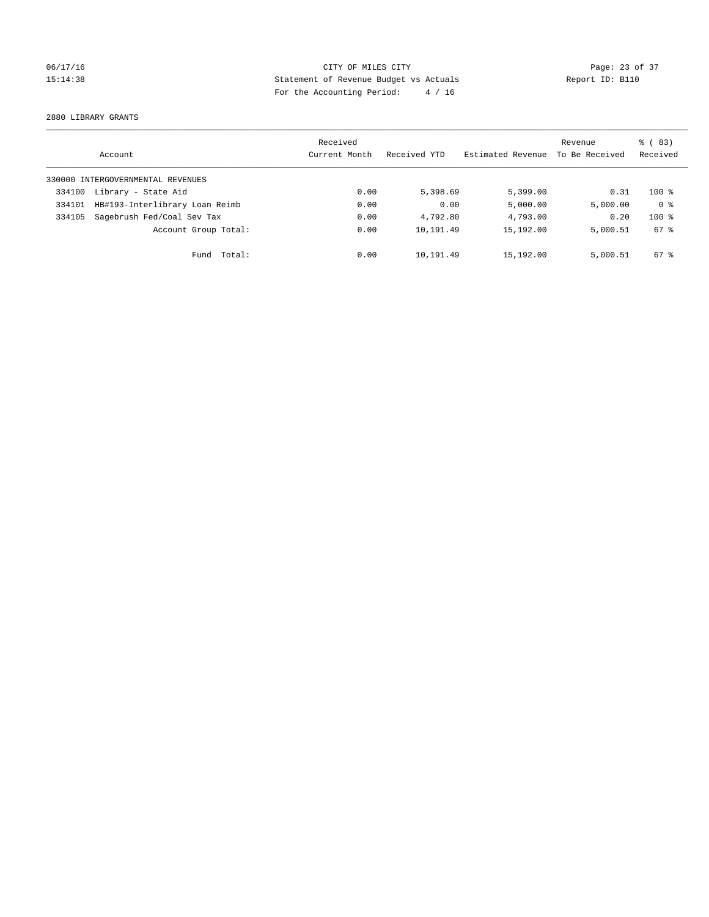CITY OF MILES CITY
Statement of Revenue Budget vs Actuals
For the Accounting Period: 4 / 16

06/17/16
15:14:38

Report ID: B110

2880 LIBRARY GRANTS

| Account | | Received Current Month | Received YTD | Estimated Revenue | Revenue To Be Received | % ( 83) Received |
|---|---|---|---|---|---|---|
| 330000 INTERGOVERNMENTAL REVENUES | | | | | | |
| 334100 | Library - State Aid | 0.00 | 5,398.69 | 5,399.00 | 0.31 | 100 % |
| 334101 | HB#193-Interlibrary Loan Reimb | 0.00 | 0.00 | 5,000.00 | 5,000.00 | 0 % |
| 334105 | Sagebrush Fed/Coal Sev Tax | 0.00 | 4,792.80 | 4,793.00 | 0.20 | 100 % |
| | Account Group Total: | 0.00 | 10,191.49 | 15,192.00 | 5,000.51 | 67 % |
| | Fund Total: | 0.00 | 10,191.49 | 15,192.00 | 5,000.51 | 67 % |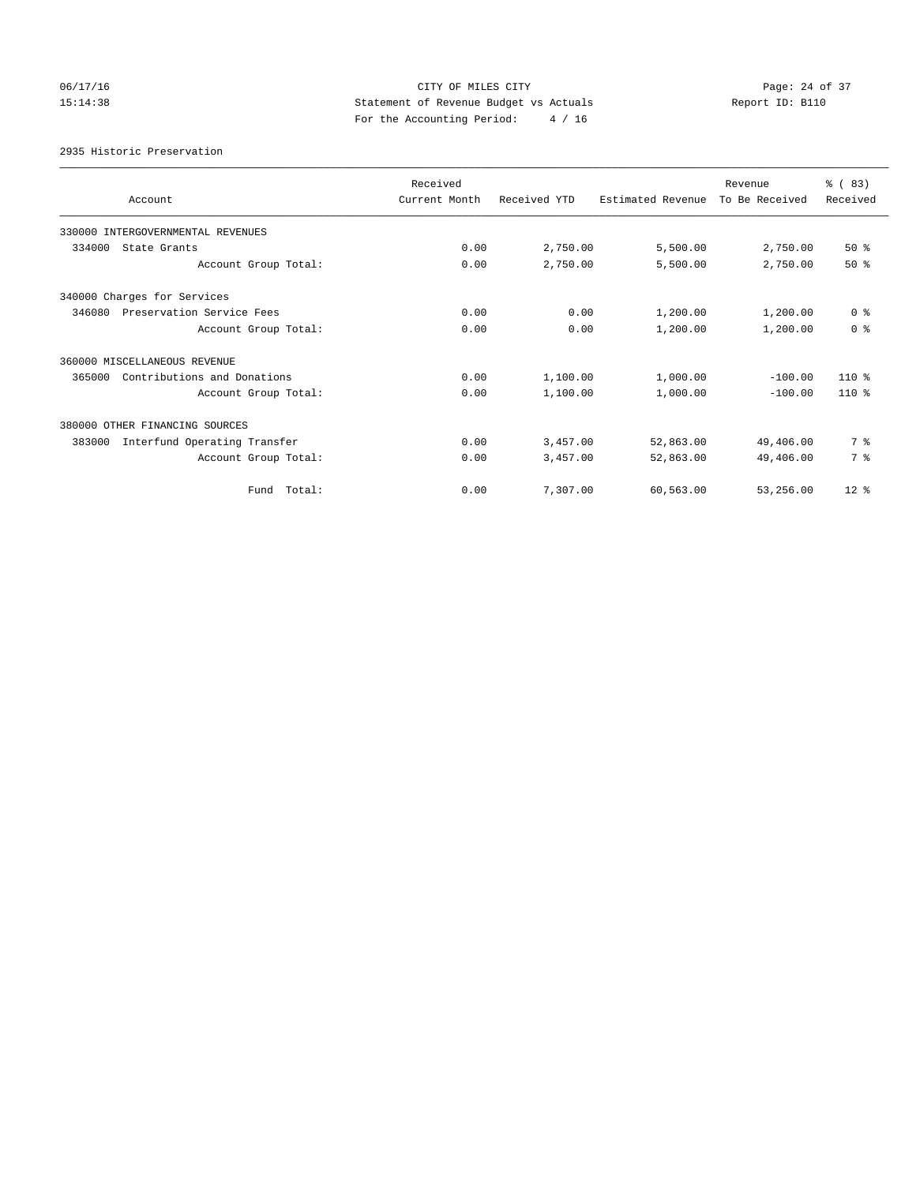CITY OF MILES CITY
Statement of Revenue Budget vs Actuals
For the Accounting Period: 4 / 16

06/17/16
15:14:38

Report ID: B110

2935 Historic Preservation

| Account | Received Current Month | Received YTD | Estimated Revenue | Revenue To Be Received | % ( 83) Received |
|---|---|---|---|---|---|
| 330000 INTERGOVERNMENTAL REVENUES | | | | | |
| 334000 State Grants | 0.00 | 2,750.00 | 5,500.00 | 2,750.00 | 50 % |
| Account Group Total: | 0.00 | 2,750.00 | 5,500.00 | 2,750.00 | 50 % |
| 340000 Charges for Services | | | | | |
| 346080 Preservation Service Fees | 0.00 | 0.00 | 1,200.00 | 1,200.00 | 0 % |
| Account Group Total: | 0.00 | 0.00 | 1,200.00 | 1,200.00 | 0 % |
| 360000 MISCELLANEOUS REVENUE | | | | | |
| 365000 Contributions and Donations | 0.00 | 1,100.00 | 1,000.00 | -100.00 | 110 % |
| Account Group Total: | 0.00 | 1,100.00 | 1,000.00 | -100.00 | 110 % |
| 380000 OTHER FINANCING SOURCES | | | | | |
| 383000 Interfund Operating Transfer | 0.00 | 3,457.00 | 52,863.00 | 49,406.00 | 7 % |
| Account Group Total: | 0.00 | 3,457.00 | 52,863.00 | 49,406.00 | 7 % |
| Fund Total: | 0.00 | 7,307.00 | 60,563.00 | 53,256.00 | 12 % |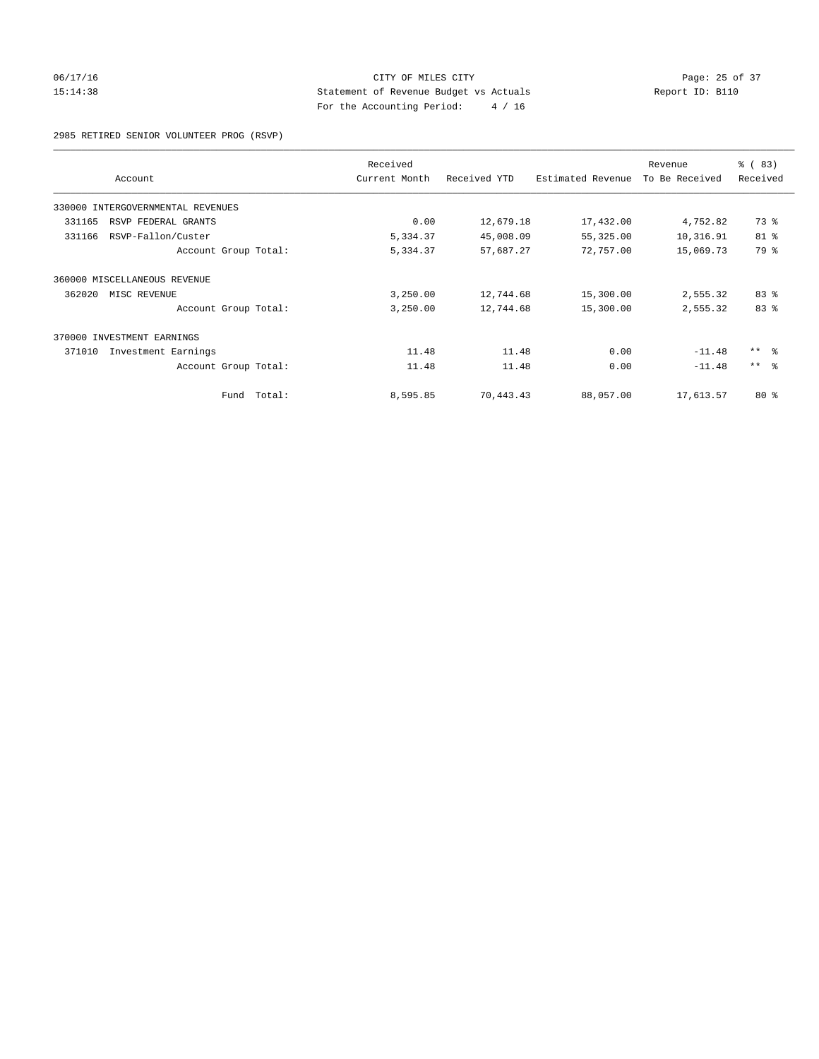CITY OF MILES CITY
Statement of Revenue Budget vs Actuals
For the Accounting Period: 4 / 16

06/17/16
15:14:38

Report ID: B110

2985 RETIRED SENIOR VOLUNTEER PROG (RSVP)

| Account | Received Current Month | Received YTD | Estimated Revenue | Revenue To Be Received | % ( 83) Received |
|---|---|---|---|---|---|
| 330000 INTERGOVERNMENTAL REVENUES | | | | | |
| 331165 RSVP FEDERAL GRANTS | 0.00 | 12,679.18 | 17,432.00 | 4,752.82 | 73 % |
| 331166 RSVP-Fallon/Custer | 5,334.37 | 45,008.09 | 55,325.00 | 10,316.91 | 81 % |
| Account Group Total: | 5,334.37 | 57,687.27 | 72,757.00 | 15,069.73 | 79 % |
| 360000 MISCELLANEOUS REVENUE | | | | | |
| 362020 MISC REVENUE | 3,250.00 | 12,744.68 | 15,300.00 | 2,555.32 | 83 % |
| Account Group Total: | 3,250.00 | 12,744.68 | 15,300.00 | 2,555.32 | 83 % |
| 370000 INVESTMENT EARNINGS | | | | | |
| 371010 Investment Earnings | 11.48 | 11.48 | 0.00 | -11.48 | ** % |
| Account Group Total: | 11.48 | 11.48 | 0.00 | -11.48 | ** % |
| Fund Total: | 8,595.85 | 70,443.43 | 88,057.00 | 17,613.57 | 80 % |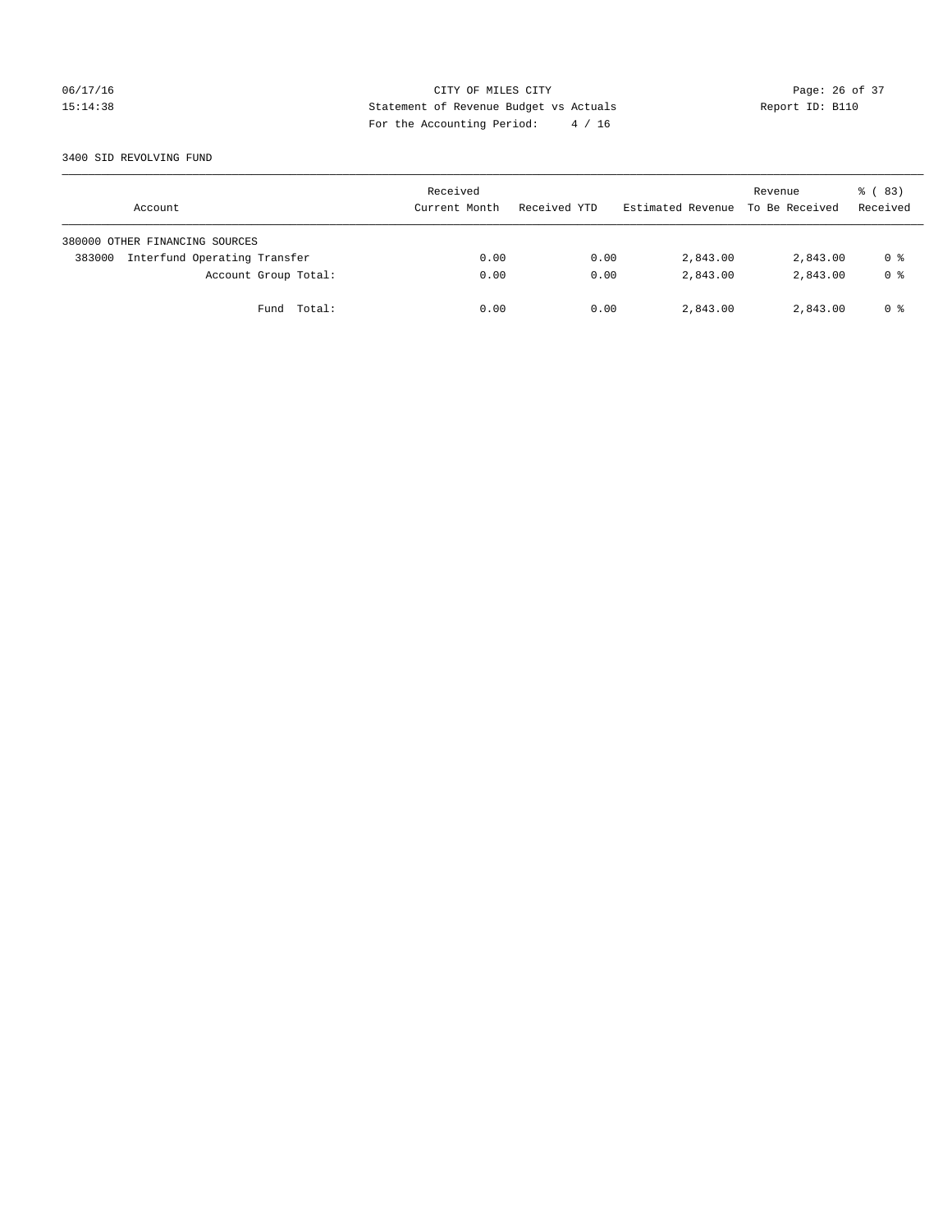CITY OF MILES CITY
Statement of Revenue Budget vs Actuals
For the Accounting Period: 4 / 16

06/17/16
15:14:38

Report ID: B110

3400 SID REVOLVING FUND

| Account | Received Current Month | Received YTD | Estimated Revenue | Revenue To Be Received | % ( 83) Received |
|---|---|---|---|---|---|
| 380000 OTHER FINANCING SOURCES | | | | | |
| 383000 Interfund Operating Transfer | 0.00 | 0.00 | 2,843.00 | 2,843.00 | 0 % |
| Account Group Total: | 0.00 | 0.00 | 2,843.00 | 2,843.00 | 0 % |
| Fund Total: | 0.00 | 0.00 | 2,843.00 | 2,843.00 | 0 % |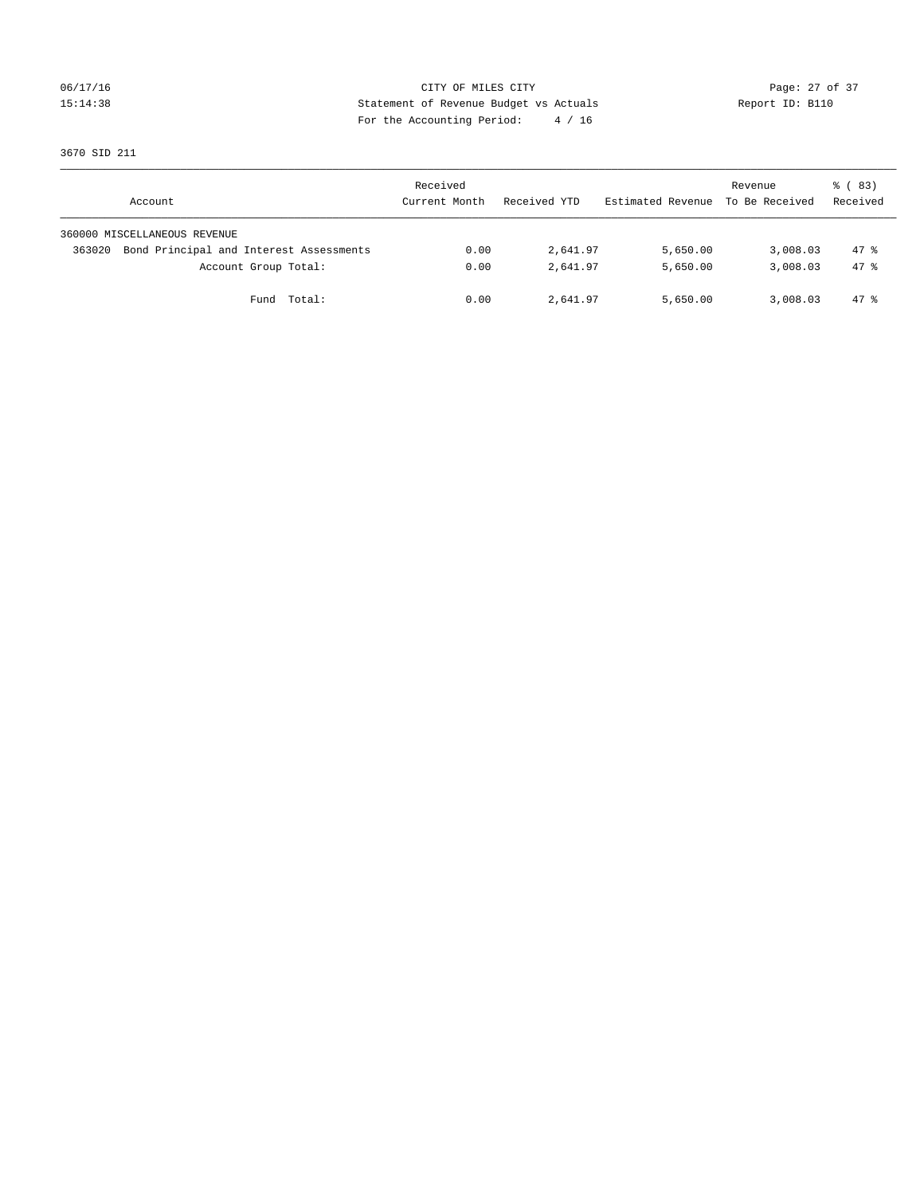CITY OF MILES CITY
Statement of Revenue Budget vs Actuals
For the Accounting Period: 4 / 16

06/17/16
15:14:38

Report ID: B110

3670 SID 211

| Account | Received Current Month | Received YTD | Estimated Revenue | Revenue To Be Received | % ( 83) Received |
|---|---|---|---|---|---|
| 360000 MISCELLANEOUS REVENUE | | | | | |
| 363020 Bond Principal and Interest Assessments | 0.00 | 2,641.97 | 5,650.00 | 3,008.03 | 47 % |
| Account Group Total: | 0.00 | 2,641.97 | 5,650.00 | 3,008.03 | 47 % |
| Fund Total: | 0.00 | 2,641.97 | 5,650.00 | 3,008.03 | 47 % |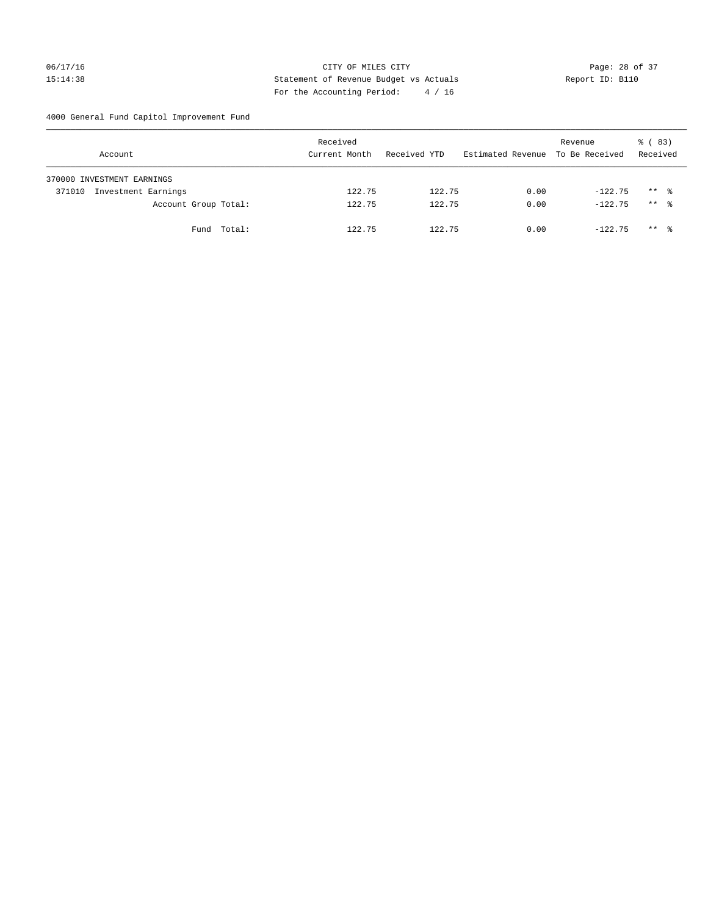CITY OF MILES CITY
Statement of Revenue Budget vs Actuals
For the Accounting Period: 4 / 16

06/17/16
15:14:38

Report ID: B110

4000 General Fund Capitol Improvement Fund

| Account | Received Current Month | Received YTD | Estimated Revenue | Revenue To Be Received | % ( 83) Received |
|---|---|---|---|---|---|
| 370000 INVESTMENT EARNINGS | | | | | |
| 371010 Investment Earnings | 122.75 | 122.75 | 0.00 | -122.75 | ** % |
| Account Group Total: | 122.75 | 122.75 | 0.00 | -122.75 | ** % |
| Fund Total: | 122.75 | 122.75 | 0.00 | -122.75 | ** % |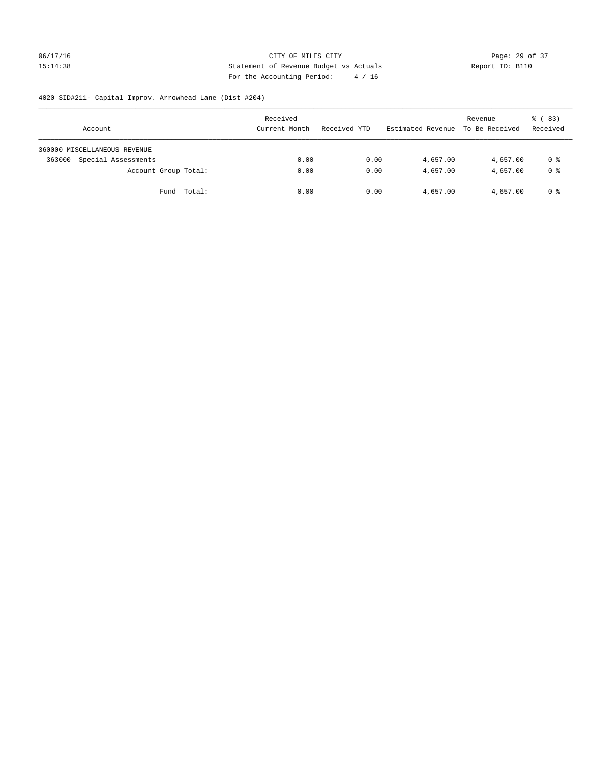CITY OF MILES CITY
Statement of Revenue Budget vs Actuals
For the Accounting Period: 4 / 16

4020 SID#211- Capital Improv. Arrowhead Lane (Dist #204)

| Account | Received Current Month | Received YTD | Estimated Revenue | Revenue To Be Received | % ( 83) Received |
|---|---|---|---|---|---|
| 360000 MISCELLANEOUS REVENUE | | | | | |
| 363000 Special Assessments | 0.00 | 0.00 | 4,657.00 | 4,657.00 | 0 % |
| Account Group Total: | 0.00 | 0.00 | 4,657.00 | 4,657.00 | 0 % |
| Fund Total: | 0.00 | 0.00 | 4,657.00 | 4,657.00 | 0 % |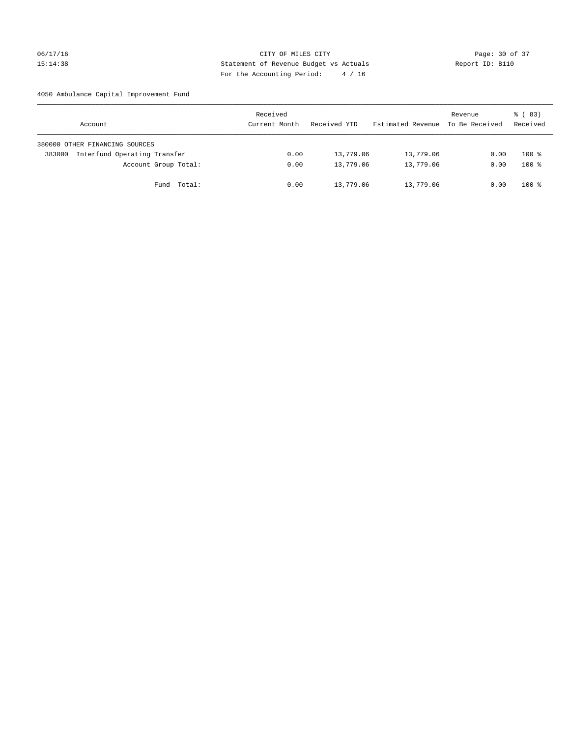CITY OF MILES CITY
Statement of Revenue Budget vs Actuals
For the Accounting Period: 4 / 16

06/17/16
15:14:38

Report ID: B110

4050 Ambulance Capital Improvement Fund

| Account | Received Current Month | Received YTD | Estimated Revenue | Revenue To Be Received | % ( 83) Received |
|---|---|---|---|---|---|
| 380000 OTHER FINANCING SOURCES | | | | | |
| 383000 Interfund Operating Transfer | 0.00 | 13,779.06 | 13,779.06 | 0.00 | 100 % |
| Account Group Total: | 0.00 | 13,779.06 | 13,779.06 | 0.00 | 100 % |
| Fund Total: | 0.00 | 13,779.06 | 13,779.06 | 0.00 | 100 % |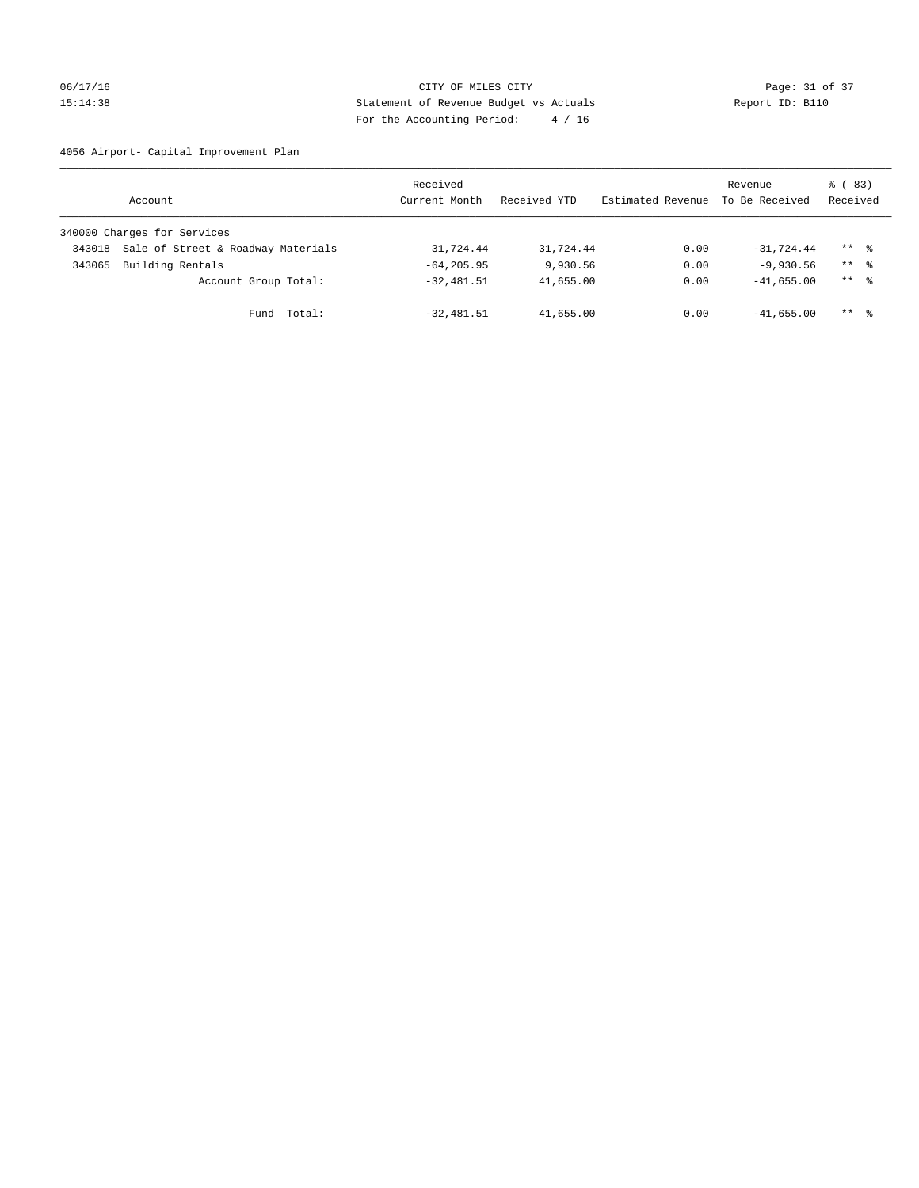CITY OF MILES CITY
Statement of Revenue Budget vs Actuals
For the Accounting Period: 4 / 16

06/17/16
15:14:38

Report ID: B110

4056 Airport- Capital Improvement Plan

| Account | Received Current Month | Received YTD | Estimated Revenue | Revenue To Be Received | % ( 83) Received |
|---|---|---|---|---|---|
| 340000 Charges for Services | | | | | |
| 343018 Sale of Street & Roadway Materials | 31,724.44 | 31,724.44 | 0.00 | -31,724.44 | ** % |
| 343065 Building Rentals | -64,205.95 | 9,930.56 | 0.00 | -9,930.56 | ** % |
| Account Group Total: | -32,481.51 | 41,655.00 | 0.00 | -41,655.00 | ** % |
| Fund Total: | -32,481.51 | 41,655.00 | 0.00 | -41,655.00 | ** % |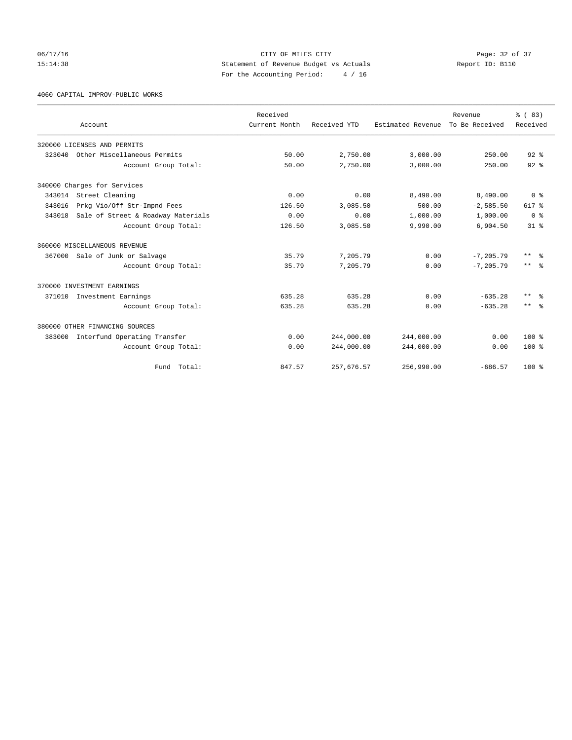CITY OF MILES CITY
Statement of Revenue Budget vs Actuals
For the Accounting Period: 4 / 16

06/17/16
15:14:38

Report ID: B110

4060 CAPITAL IMPROV-PUBLIC WORKS

| Account | Received Current Month | Received YTD | Estimated Revenue | Revenue To Be Received | % ( 83) Received |
|---|---|---|---|---|---|
| 320000 LICENSES AND PERMITS | | | | | |
| 323040 Other Miscellaneous Permits | 50.00 | 2,750.00 | 3,000.00 | 250.00 | 92 % |
| Account Group Total: | 50.00 | 2,750.00 | 3,000.00 | 250.00 | 92 % |
| 340000 Charges for Services | | | | | |
| 343014 Street Cleaning | 0.00 | 0.00 | 8,490.00 | 8,490.00 | 0 % |
| 343016 Prkg Vio/Off Str-Impnd Fees | 126.50 | 3,085.50 | 500.00 | -2,585.50 | 617 % |
| 343018 Sale of Street & Roadway Materials | 0.00 | 0.00 | 1,000.00 | 1,000.00 | 0 % |
| Account Group Total: | 126.50 | 3,085.50 | 9,990.00 | 6,904.50 | 31 % |
| 360000 MISCELLANEOUS REVENUE | | | | | |
| 367000 Sale of Junk or Salvage | 35.79 | 7,205.79 | 0.00 | -7,205.79 | ** % |
| Account Group Total: | 35.79 | 7,205.79 | 0.00 | -7,205.79 | ** % |
| 370000 INVESTMENT EARNINGS | | | | | |
| 371010 Investment Earnings | 635.28 | 635.28 | 0.00 | -635.28 | ** % |
| Account Group Total: | 635.28 | 635.28 | 0.00 | -635.28 | ** % |
| 380000 OTHER FINANCING SOURCES | | | | | |
| 383000 Interfund Operating Transfer | 0.00 | 244,000.00 | 244,000.00 | 0.00 | 100 % |
| Account Group Total: | 0.00 | 244,000.00 | 244,000.00 | 0.00 | 100 % |
| Fund Total: | 847.57 | 257,676.57 | 256,990.00 | -686.57 | 100 % |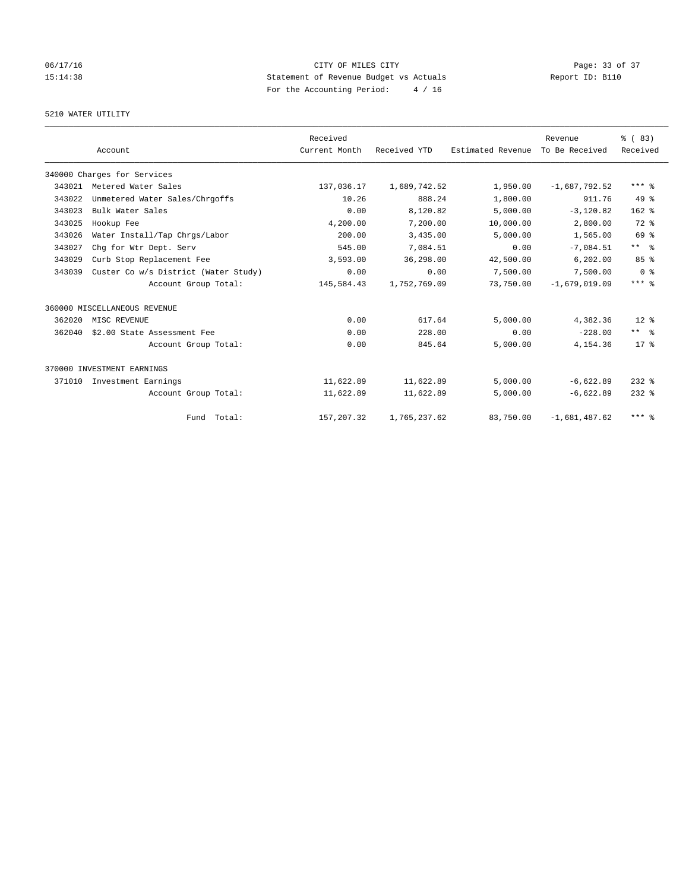CITY OF MILES CITY
Statement of Revenue Budget vs Actuals
For the Accounting Period: 4 / 16

06/17/16
15:14:38

Report ID: B110

5210 WATER UTILITY

| Account | | Received Current Month | Received YTD | Estimated Revenue | Revenue To Be Received | % ( 83) Received |
|---|---|---|---|---|---|---|
| 340000 Charges for Services | | | | | | |
| 343021 | Metered Water Sales | 137,036.17 | 1,689,742.52 | 1,950.00 | -1,687,792.52 | *** % |
| 343022 | Unmetered Water Sales/Chrgoffs | 10.26 | 888.24 | 1,800.00 | 911.76 | 49 % |
| 343023 | Bulk Water Sales | 0.00 | 8,120.82 | 5,000.00 | -3,120.82 | 162 % |
| 343025 | Hookup Fee | 4,200.00 | 7,200.00 | 10,000.00 | 2,800.00 | 72 % |
| 343026 | Water Install/Tap Chrgs/Labor | 200.00 | 3,435.00 | 5,000.00 | 1,565.00 | 69 % |
| 343027 | Chg for Wtr Dept. Serv | 545.00 | 7,084.51 | 0.00 | -7,084.51 | ** % |
| 343029 | Curb Stop Replacement Fee | 3,593.00 | 36,298.00 | 42,500.00 | 6,202.00 | 85 % |
| 343039 | Custer Co w/s District (Water Study) | 0.00 | 0.00 | 7,500.00 | 7,500.00 | 0 % |
| | Account Group Total: | 145,584.43 | 1,752,769.09 | 73,750.00 | -1,679,019.09 | *** % |
| 360000 MISCELLANEOUS REVENUE | | | | | | |
| 362020 | MISC REVENUE | 0.00 | 617.64 | 5,000.00 | 4,382.36 | 12 % |
| 362040 | $2.00 State Assessment Fee | 0.00 | 228.00 | 0.00 | -228.00 | ** % |
| | Account Group Total: | 0.00 | 845.64 | 5,000.00 | 4,154.36 | 17 % |
| 370000 INVESTMENT EARNINGS | | | | | | |
| 371010 | Investment Earnings | 11,622.89 | 11,622.89 | 5,000.00 | -6,622.89 | 232 % |
| | Account Group Total: | 11,622.89 | 11,622.89 | 5,000.00 | -6,622.89 | 232 % |
| | Fund Total: | 157,207.32 | 1,765,237.62 | 83,750.00 | -1,681,487.62 | *** % |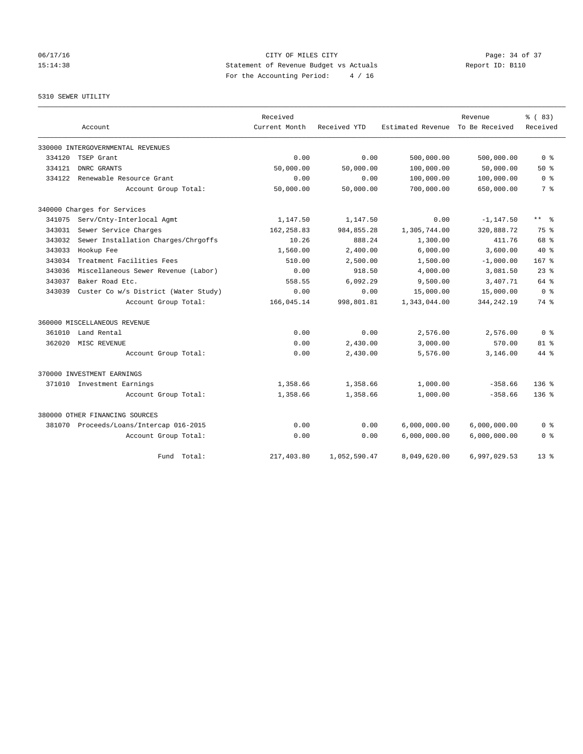CITY OF MILES CITY

Statement of Revenue Budget vs Actuals

For the Accounting Period: 4 / 16

5310 SEWER UTILITY

| Account | | Received Current Month | Received YTD | Estimated Revenue | Revenue To Be Received | % ( 83) Received |
|---|---|---|---|---|---|---|
| 330000 INTERGOVERNMENTAL REVENUES | | | | | | |
| 334120 | TSEP Grant | 0.00 | 0.00 | 500,000.00 | 500,000.00 | 0 % |
| 334121 | DNRC GRANTS | 50,000.00 | 50,000.00 | 100,000.00 | 50,000.00 | 50 % |
| 334122 | Renewable Resource Grant | 0.00 | 0.00 | 100,000.00 | 100,000.00 | 0 % |
| | Account Group Total: | 50,000.00 | 50,000.00 | 700,000.00 | 650,000.00 | 7 % |
| 340000 Charges for Services | | | | | | |
| 341075 | Serv/Cnty-Interlocal Agmt | 1,147.50 | 1,147.50 | 0.00 | -1,147.50 | ** % |
| 343031 | Sewer Service Charges | 162,258.83 | 984,855.28 | 1,305,744.00 | 320,888.72 | 75 % |
| 343032 | Sewer Installation Charges/Chrgoffs | 10.26 | 888.24 | 1,300.00 | 411.76 | 68 % |
| 343033 | Hookup Fee | 1,560.00 | 2,400.00 | 6,000.00 | 3,600.00 | 40 % |
| 343034 | Treatment Facilities Fees | 510.00 | 2,500.00 | 1,500.00 | -1,000.00 | 167 % |
| 343036 | Miscellaneous Sewer Revenue (Labor) | 0.00 | 918.50 | 4,000.00 | 3,081.50 | 23 % |
| 343037 | Baker Road Etc. | 558.55 | 6,092.29 | 9,500.00 | 3,407.71 | 64 % |
| 343039 | Custer Co w/s District (Water Study) | 0.00 | 0.00 | 15,000.00 | 15,000.00 | 0 % |
| | Account Group Total: | 166,045.14 | 998,801.81 | 1,343,044.00 | 344,242.19 | 74 % |
| 360000 MISCELLANEOUS REVENUE | | | | | | |
| 361010 | Land Rental | 0.00 | 0.00 | 2,576.00 | 2,576.00 | 0 % |
| 362020 | MISC REVENUE | 0.00 | 2,430.00 | 3,000.00 | 570.00 | 81 % |
| | Account Group Total: | 0.00 | 2,430.00 | 5,576.00 | 3,146.00 | 44 % |
| 370000 INVESTMENT EARNINGS | | | | | | |
| 371010 | Investment Earnings | 1,358.66 | 1,358.66 | 1,000.00 | -358.66 | 136 % |
| | Account Group Total: | 1,358.66 | 1,358.66 | 1,000.00 | -358.66 | 136 % |
| 380000 OTHER FINANCING SOURCES | | | | | | |
| 381070 | Proceeds/Loans/Intercap 016-2015 | 0.00 | 0.00 | 6,000,000.00 | 6,000,000.00 | 0 % |
| | Account Group Total: | 0.00 | 0.00 | 6,000,000.00 | 6,000,000.00 | 0 % |
| | Fund Total: | 217,403.80 | 1,052,590.47 | 8,049,620.00 | 6,997,029.53 | 13 % |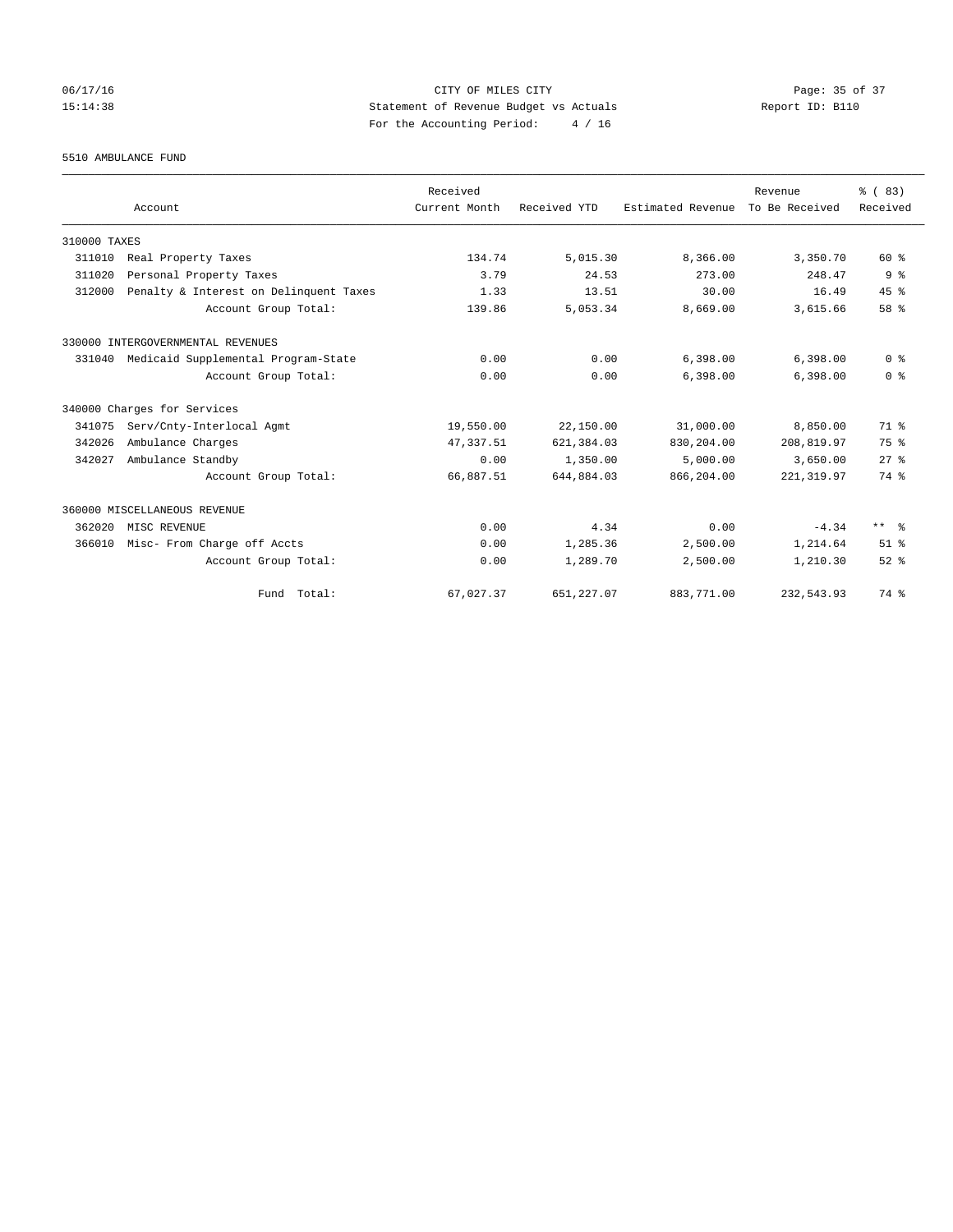CITY OF MILES CITY
Statement of Revenue Budget vs Actuals
For the Accounting Period: 4 / 16

06/17/16
15:14:38

Report ID: B110

5510 AMBULANCE FUND

| Account | | Received Current Month | Received YTD | Estimated Revenue | Revenue To Be Received | % ( 83) Received |
|---|---|---|---|---|---|---|
| 310000 TAXES | | | | | | |
| 311010 | Real Property Taxes | 134.74 | 5,015.30 | 8,366.00 | 3,350.70 | 60 % |
| 311020 | Personal Property Taxes | 3.79 | 24.53 | 273.00 | 248.47 | 9 % |
| 312000 | Penalty & Interest on Delinquent Taxes | 1.33 | 13.51 | 30.00 | 16.49 | 45 % |
| | Account Group Total: | 139.86 | 5,053.34 | 8,669.00 | 3,615.66 | 58 % |
| 330000 INTERGOVERNMENTAL REVENUES | | | | | | |
| 331040 | Medicaid Supplemental Program-State | 0.00 | 0.00 | 6,398.00 | 6,398.00 | 0 % |
| | Account Group Total: | 0.00 | 0.00 | 6,398.00 | 6,398.00 | 0 % |
| 340000 Charges for Services | | | | | | |
| 341075 | Serv/Cnty-Interlocal Agmt | 19,550.00 | 22,150.00 | 31,000.00 | 8,850.00 | 71 % |
| 342026 | Ambulance Charges | 47,337.51 | 621,384.03 | 830,204.00 | 208,819.97 | 75 % |
| 342027 | Ambulance Standby | 0.00 | 1,350.00 | 5,000.00 | 3,650.00 | 27 % |
| | Account Group Total: | 66,887.51 | 644,884.03 | 866,204.00 | 221,319.97 | 74 % |
| 360000 MISCELLANEOUS REVENUE | | | | | | |
| 362020 | MISC REVENUE | 0.00 | 4.34 | 0.00 | -4.34 | ** % |
| 366010 | Misc- From Charge off Accts | 0.00 | 1,285.36 | 2,500.00 | 1,214.64 | 51 % |
| | Account Group Total: | 0.00 | 1,289.70 | 2,500.00 | 1,210.30 | 52 % |
| | Fund Total: | 67,027.37 | 651,227.07 | 883,771.00 | 232,543.93 | 74 % |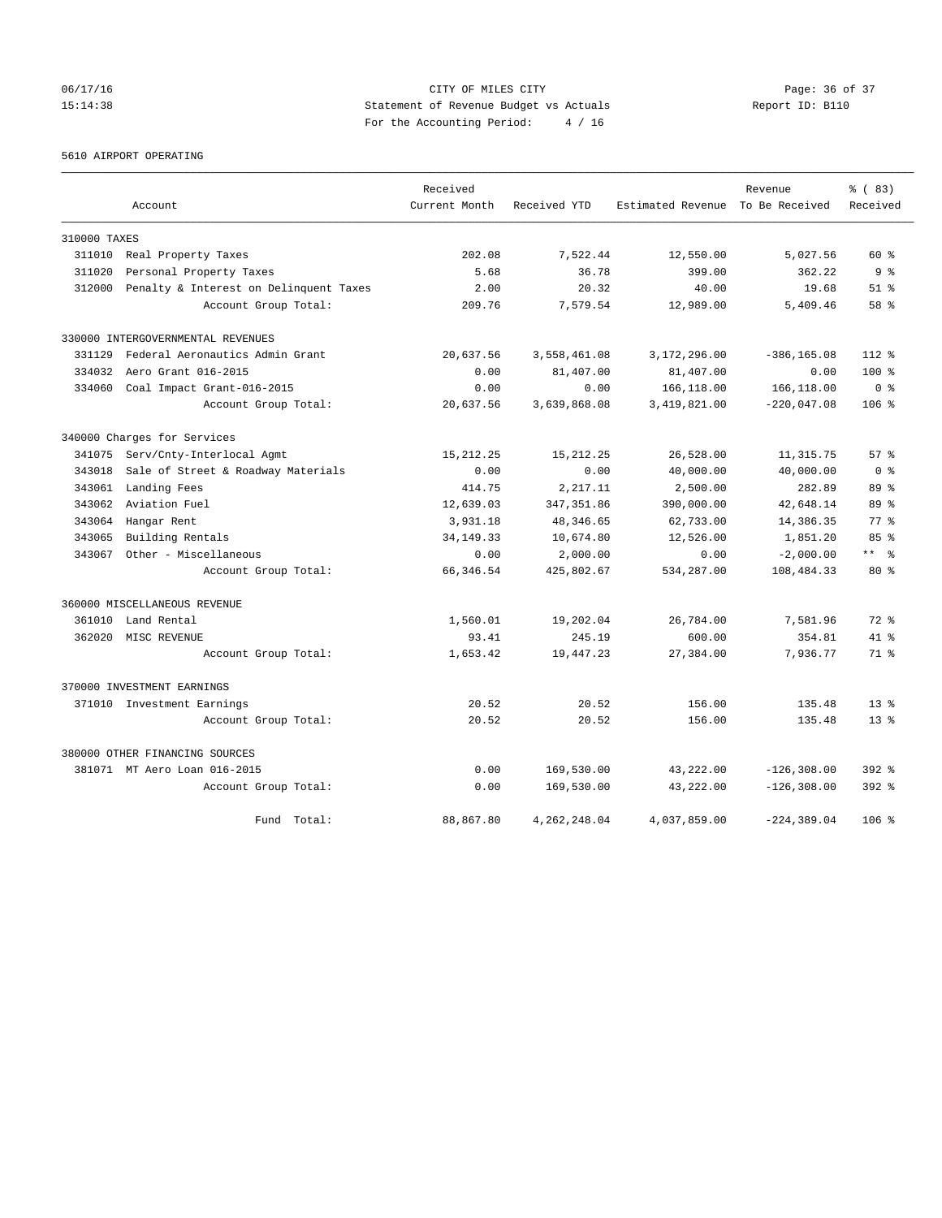CITY OF MILES CITY

Statement of Revenue Budget vs Actuals

For the Accounting Period: 4 / 16

06/17/16 15:14:38 Report ID: B110

5610 AIRPORT OPERATING

| Account | | Received Current Month | Received YTD | Estimated Revenue | Revenue To Be Received | % ( 83) Received |
|---|---|---|---|---|---|---|
| **310000 TAXES** | | | | | | |
| 311010 | Real Property Taxes | 202.08 | 7,522.44 | 12,550.00 | 5,027.56 | 60 % |
| 311020 | Personal Property Taxes | 5.68 | 36.78 | 399.00 | 362.22 | 9 % |
| 312000 | Penalty & Interest on Delinquent Taxes | 2.00 | 20.32 | 40.00 | 19.68 | 51 % |
| | Account Group Total: | 209.76 | 7,579.54 | 12,989.00 | 5,409.46 | 58 % |
| **330000 INTERGOVERNMENTAL REVENUES** | | | | | | |
| 331129 | Federal Aeronautics Admin Grant | 20,637.56 | 3,558,461.08 | 3,172,296.00 | -386,165.08 | 112 % |
| 334032 | Aero Grant 016-2015 | 0.00 | 81,407.00 | 81,407.00 | 0.00 | 100 % |
| 334060 | Coal Impact Grant-016-2015 | 0.00 | 0.00 | 166,118.00 | 166,118.00 | 0 % |
| | Account Group Total: | 20,637.56 | 3,639,868.08 | 3,419,821.00 | -220,047.08 | 106 % |
| **340000 Charges for Services** | | | | | | |
| 341075 | Serv/Cnty-Interlocal Agmt | 15,212.25 | 15,212.25 | 26,528.00 | 11,315.75 | 57 % |
| 343018 | Sale of Street & Roadway Materials | 0.00 | 0.00 | 40,000.00 | 40,000.00 | 0 % |
| 343061 | Landing Fees | 414.75 | 2,217.11 | 2,500.00 | 282.89 | 89 % |
| 343062 | Aviation Fuel | 12,639.03 | 347,351.86 | 390,000.00 | 42,648.14 | 89 % |
| 343064 | Hangar Rent | 3,931.18 | 48,346.65 | 62,733.00 | 14,386.35 | 77 % |
| 343065 | Building Rentals | 34,149.33 | 10,674.80 | 12,526.00 | 1,851.20 | 85 % |
| 343067 | Other - Miscellaneous | 0.00 | 2,000.00 | 0.00 | -2,000.00 | ** % |
| | Account Group Total: | 66,346.54 | 425,802.67 | 534,287.00 | 108,484.33 | 80 % |
| **360000 MISCELLANEOUS REVENUE** | | | | | | |
| 361010 | Land Rental | 1,560.01 | 19,202.04 | 26,784.00 | 7,581.96 | 72 % |
| 362020 | MISC REVENUE | 93.41 | 245.19 | 600.00 | 354.81 | 41 % |
| | Account Group Total: | 1,653.42 | 19,447.23 | 27,384.00 | 7,936.77 | 71 % |
| **370000 INVESTMENT EARNINGS** | | | | | | |
| 371010 | Investment Earnings | 20.52 | 20.52 | 156.00 | 135.48 | 13 % |
| | Account Group Total: | 20.52 | 20.52 | 156.00 | 135.48 | 13 % |
| **380000 OTHER FINANCING SOURCES** | | | | | | |
| 381071 | MT Aero Loan 016-2015 | 0.00 | 169,530.00 | 43,222.00 | -126,308.00 | 392 % |
| | Account Group Total: | 0.00 | 169,530.00 | 43,222.00 | -126,308.00 | 392 % |
| | Fund Total: | 88,867.80 | 4,262,248.04 | 4,037,859.00 | -224,389.04 | 106 % |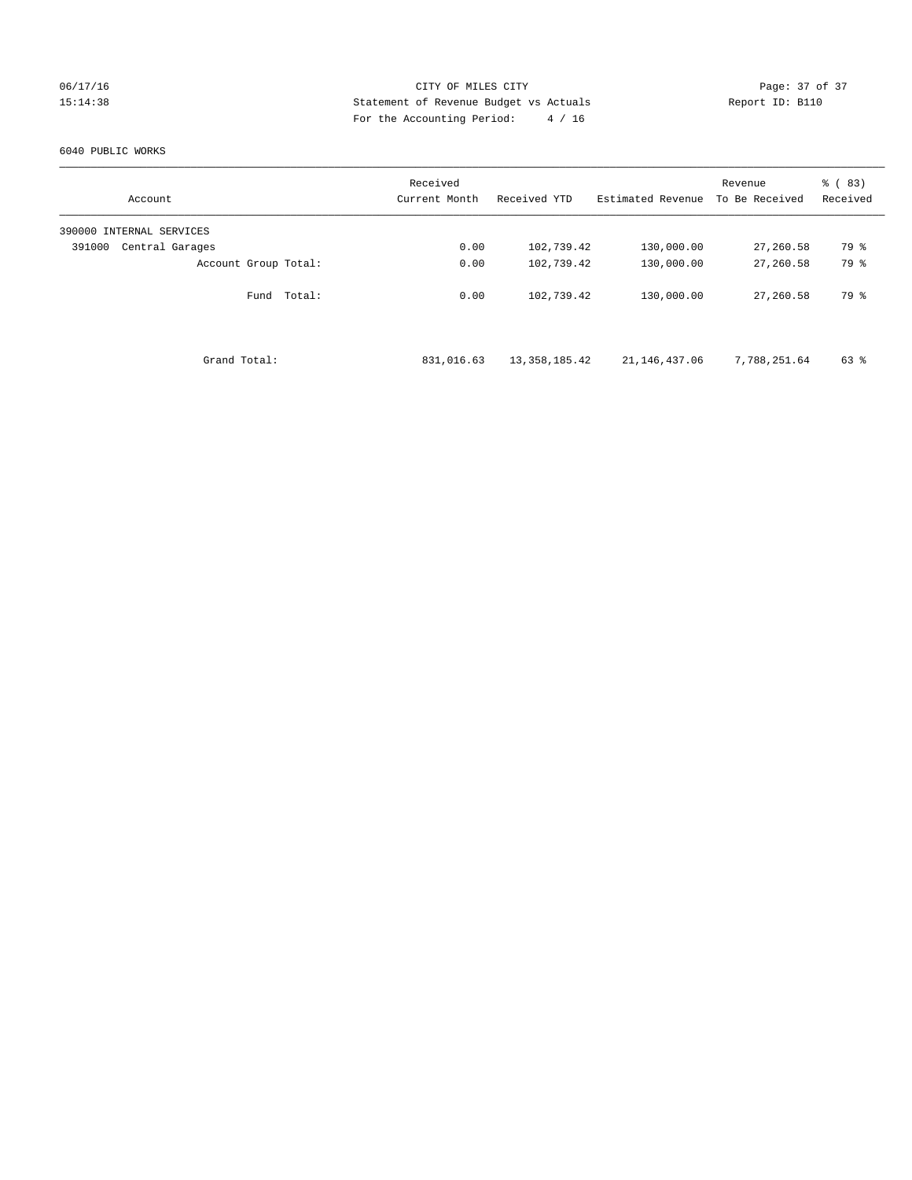CITY OF MILES CITY
Statement of Revenue Budget vs Actuals
For the Accounting Period: 4 / 16

06/17/16
15:14:38

Report ID: B110

6040 PUBLIC WORKS

| Account | Received Current Month | Received YTD | Estimated Revenue | Revenue To Be Received | % ( 83) Received |
|---|---|---|---|---|---|
| 390000 INTERNAL SERVICES | | | | | |
| 391000 Central Garages | 0.00 | 102,739.42 | 130,000.00 | 27,260.58 | 79 % |
| Account Group Total: | 0.00 | 102,739.42 | 130,000.00 | 27,260.58 | 79 % |
| Fund Total: | 0.00 | 102,739.42 | 130,000.00 | 27,260.58 | 79 % |
| Grand Total: | 831,016.63 | 13,358,185.42 | 21,146,437.06 | 7,788,251.64 | 63 % |